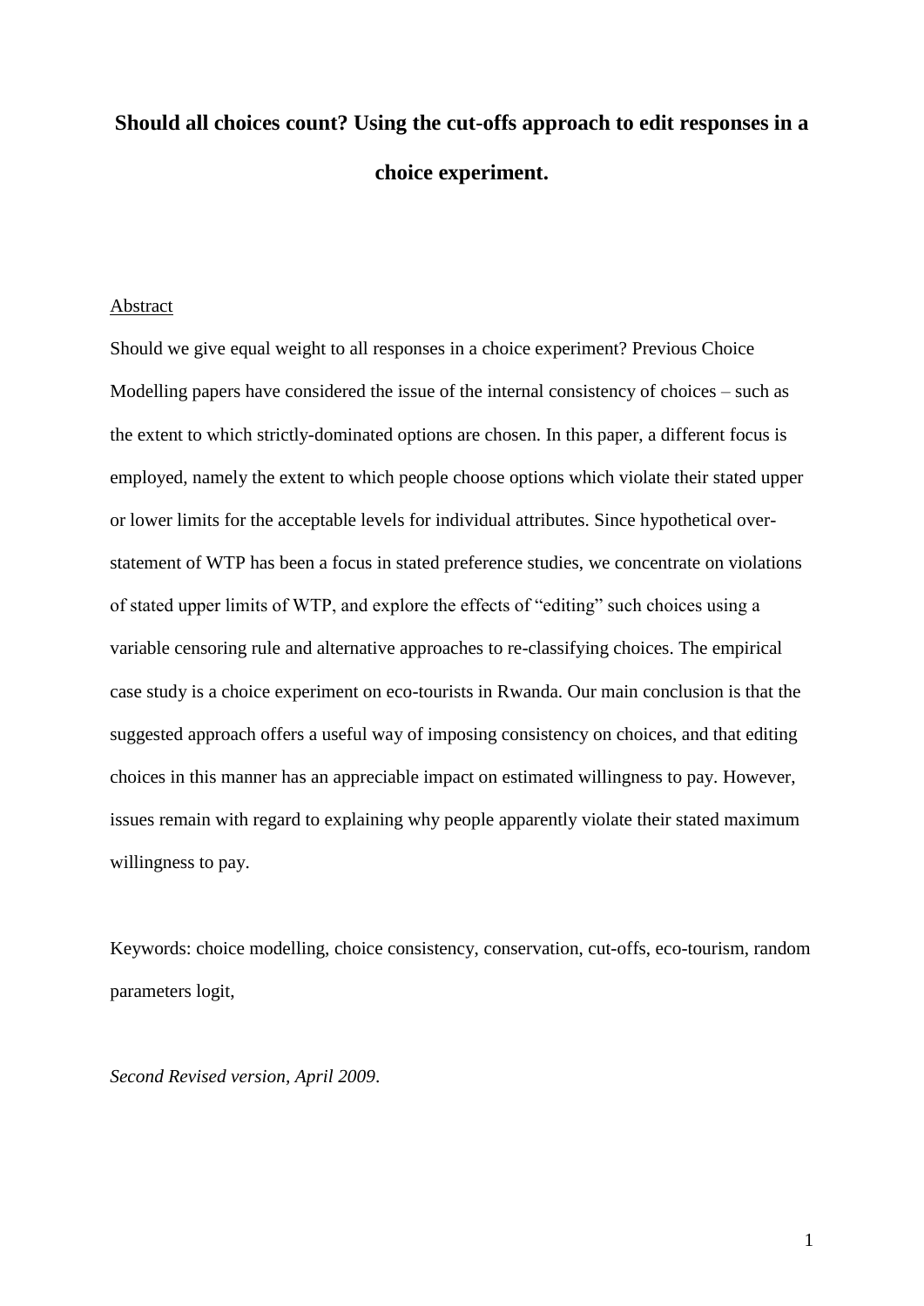# Should all choices count? Using the cut-offs approach to edit responses in a choice experiment.

Abstract

Should we give equal weight to all responses in a choice experiment? Previous Choice Modelling papers have considered the issue of the internal consistency of choices – such as the extent to which strictly-dominated options are chosen. In this paper, a different focus is employed, namely the extent to which people choose options which violate their stated upper or lower limits for the acceptable levels for individual attributes. Since hypothetical over-statement of WTP has been a focus in stated preference studies, we concentrate on violations of stated upper limits of WTP, and explore the effects of "editing" such choices using a variable censoring rule and alternative approaches to re-classifying choices. The empirical case study is a choice experiment on eco-tourists in Rwanda. Our main conclusion is that the suggested approach offers a useful way of imposing consistency on choices, and that editing choices in this manner has an appreciable impact on estimated willingness to pay. However, issues remain with regard to explaining why people apparently violate their stated maximum willingness to pay.

Keywords: choice modelling, choice consistency, conservation, cut-offs, eco-tourism, random parameters logit,

*Second Revised version, April 2009*.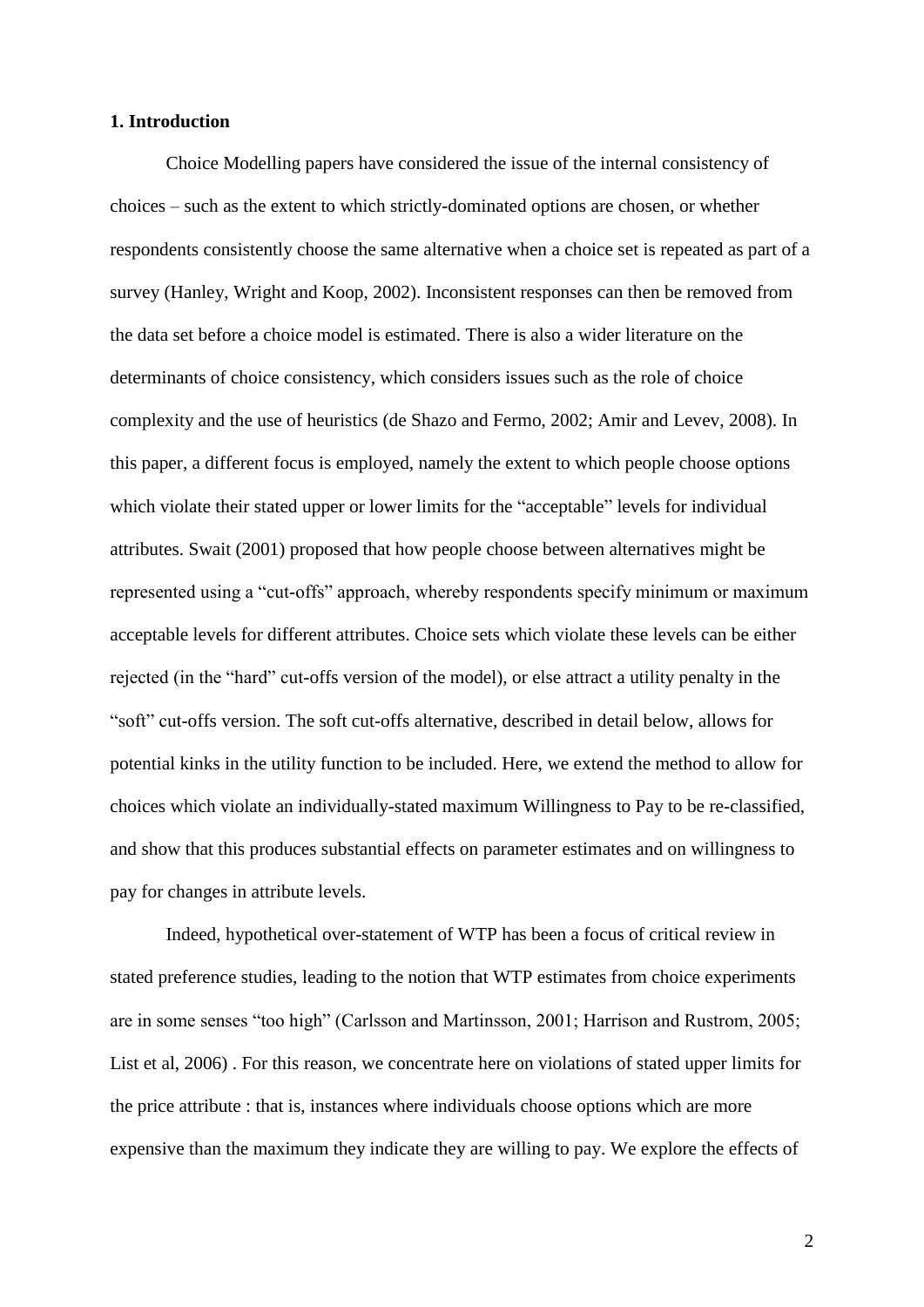**1. Introduction**

Choice Modelling papers have considered the issue of the internal consistency of choices – such as the extent to which strictly-dominated options are chosen, or whether respondents consistently choose the same alternative when a choice set is repeated as part of a survey (Hanley, Wright and Koop, 2002). Inconsistent responses can then be removed from the data set before a choice model is estimated. There is also a wider literature on the determinants of choice consistency, which considers issues such as the role of choice complexity and the use of heuristics (de Shazo and Fermo, 2002; Amir and Levev, 2008). In this paper, a different focus is employed, namely the extent to which people choose options which violate their stated upper or lower limits for the "acceptable" levels for individual attributes. Swait (2001) proposed that how people choose between alternatives might be represented using a "cut-offs" approach, whereby respondents specify minimum or maximum acceptable levels for different attributes. Choice sets which violate these levels can be either rejected (in the "hard" cut-offs version of the model), or else attract a utility penalty in the "soft" cut-offs version. The soft cut-offs alternative, described in detail below, allows for potential kinks in the utility function to be included. Here, we extend the method to allow for choices which violate an individually-stated maximum Willingness to Pay to be re-classified, and show that this produces substantial effects on parameter estimates and on willingness to pay for changes in attribute levels.

Indeed, hypothetical over-statement of WTP has been a focus of critical review in stated preference studies, leading to the notion that WTP estimates from choice experiments are in some senses "too high" (Carlsson and Martinsson, 2001; Harrison and Rustrom, 2005; List et al, 2006) . For this reason, we concentrate here on violations of stated upper limits for the price attribute : that is, instances where individuals choose options which are more expensive than the maximum they indicate they are willing to pay. We explore the effects of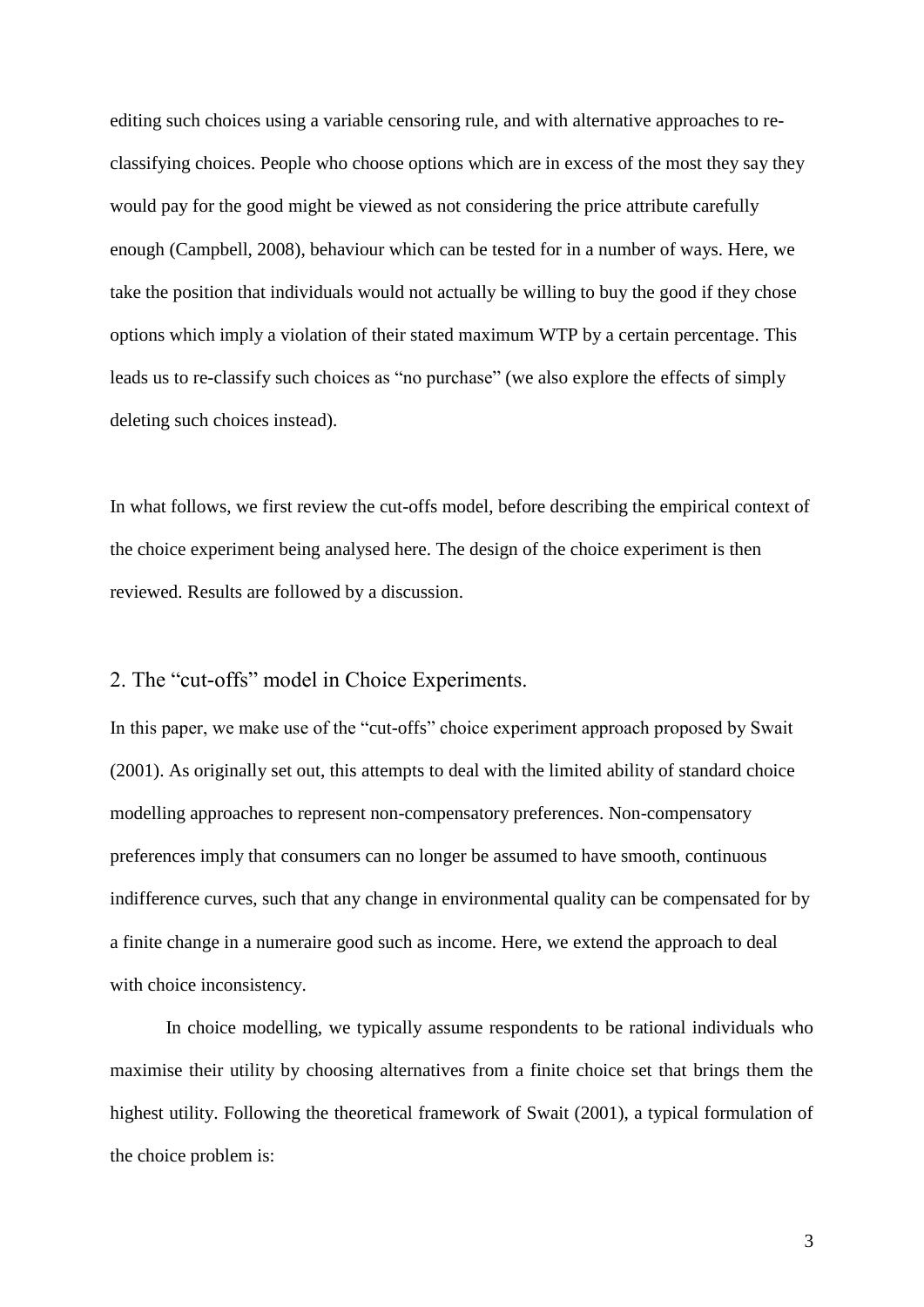editing such choices using a variable censoring rule, and with alternative approaches to re-classifying choices. People who choose options which are in excess of the most they say they would pay for the good might be viewed as not considering the price attribute carefully enough (Campbell, 2008), behaviour which can be tested for in a number of ways. Here, we take the position that individuals would not actually be willing to buy the good if they chose options which imply a violation of their stated maximum WTP by a certain percentage. This leads us to re-classify such choices as "no purchase" (we also explore the effects of simply deleting such choices instead).

In what follows, we first review the cut-offs model, before describing the empirical context of the choice experiment being analysed here. The design of the choice experiment is then reviewed. Results are followed by a discussion.

## 2. The "cut-offs" model in Choice Experiments.

In this paper, we make use of the "cut-offs" choice experiment approach proposed by Swait (2001). As originally set out, this attempts to deal with the limited ability of standard choice modelling approaches to represent non-compensatory preferences. Non-compensatory preferences imply that consumers can no longer be assumed to have smooth, continuous indifference curves, such that any change in environmental quality can be compensated for by a finite change in a numeraire good such as income. Here, we extend the approach to deal with choice inconsistency.

In choice modelling, we typically assume respondents to be rational individuals who maximise their utility by choosing alternatives from a finite choice set that brings them the highest utility. Following the theoretical framework of Swait (2001), a typical formulation of the choice problem is: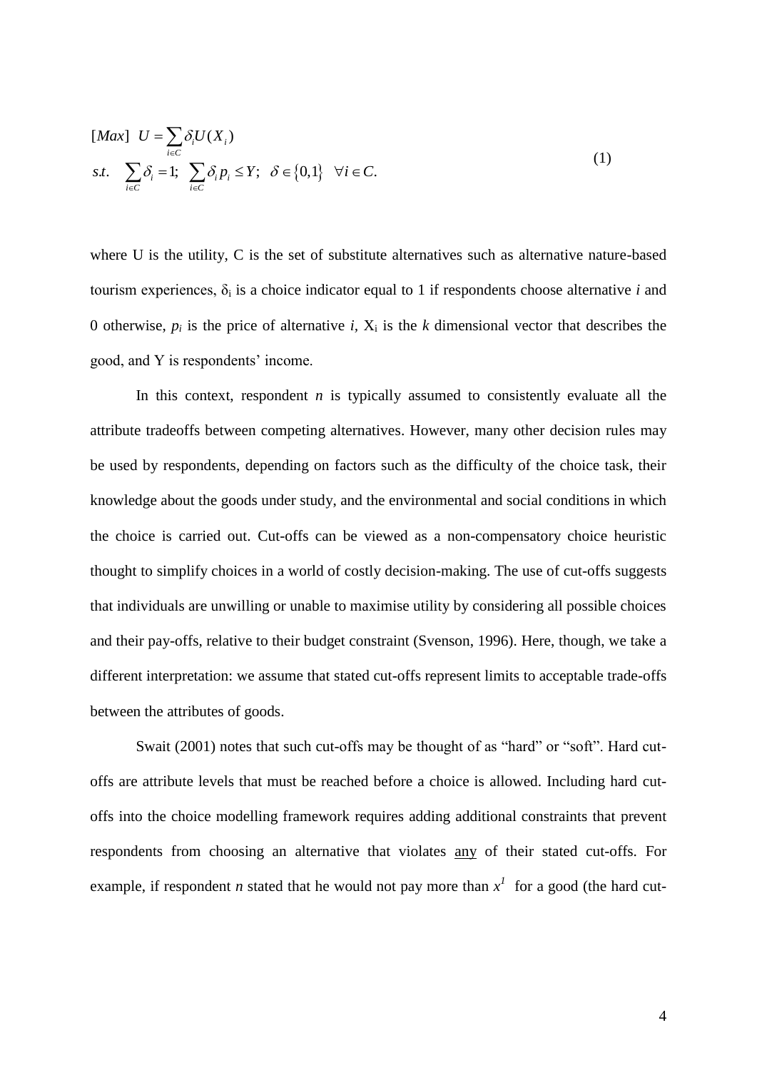$$
\begin{aligned}
&[Max] \quad U = \sum_{i \in C} \delta_i U(X_i) \\
&s.t. \quad \sum_{i \in C} \delta_i = 1; \quad \sum_{i \in C} \delta_i p_i \leq Y; \quad \delta \in \{0,1\} \quad \forall i \in C.
\end{aligned}
\tag{1}
$$

where U is the utility, C is the set of substitute alternatives such as alternative nature-based tourism experiences, $\delta_i$ is a choice indicator equal to 1 if respondents choose alternative *i* and 0 otherwise, $p_i$ is the price of alternative *i*, $X_i$ is the *k* dimensional vector that describes the good, and Y is respondents' income.

In this context, respondent *n* is typically assumed to consistently evaluate all the attribute tradeoffs between competing alternatives. However, many other decision rules may be used by respondents, depending on factors such as the difficulty of the choice task, their knowledge about the goods under study, and the environmental and social conditions in which the choice is carried out. Cut-offs can be viewed as a non-compensatory choice heuristic thought to simplify choices in a world of costly decision-making. The use of cut-offs suggests that individuals are unwilling or unable to maximise utility by considering all possible choices and their pay-offs, relative to their budget constraint (Svenson, 1996). Here, though, we take a different interpretation: we assume that stated cut-offs represent limits to acceptable trade-offs between the attributes of goods.

Swait (2001) notes that such cut-offs may be thought of as "hard" or "soft". Hard cut-offs are attribute levels that must be reached before a choice is allowed. Including hard cut-offs into the choice modelling framework requires adding additional constraints that prevent respondents from choosing an alternative that violates <u>any</u> of their stated cut-offs. For example, if respondent *n* stated that he would not pay more than $x^1$ for a good (the hard cut-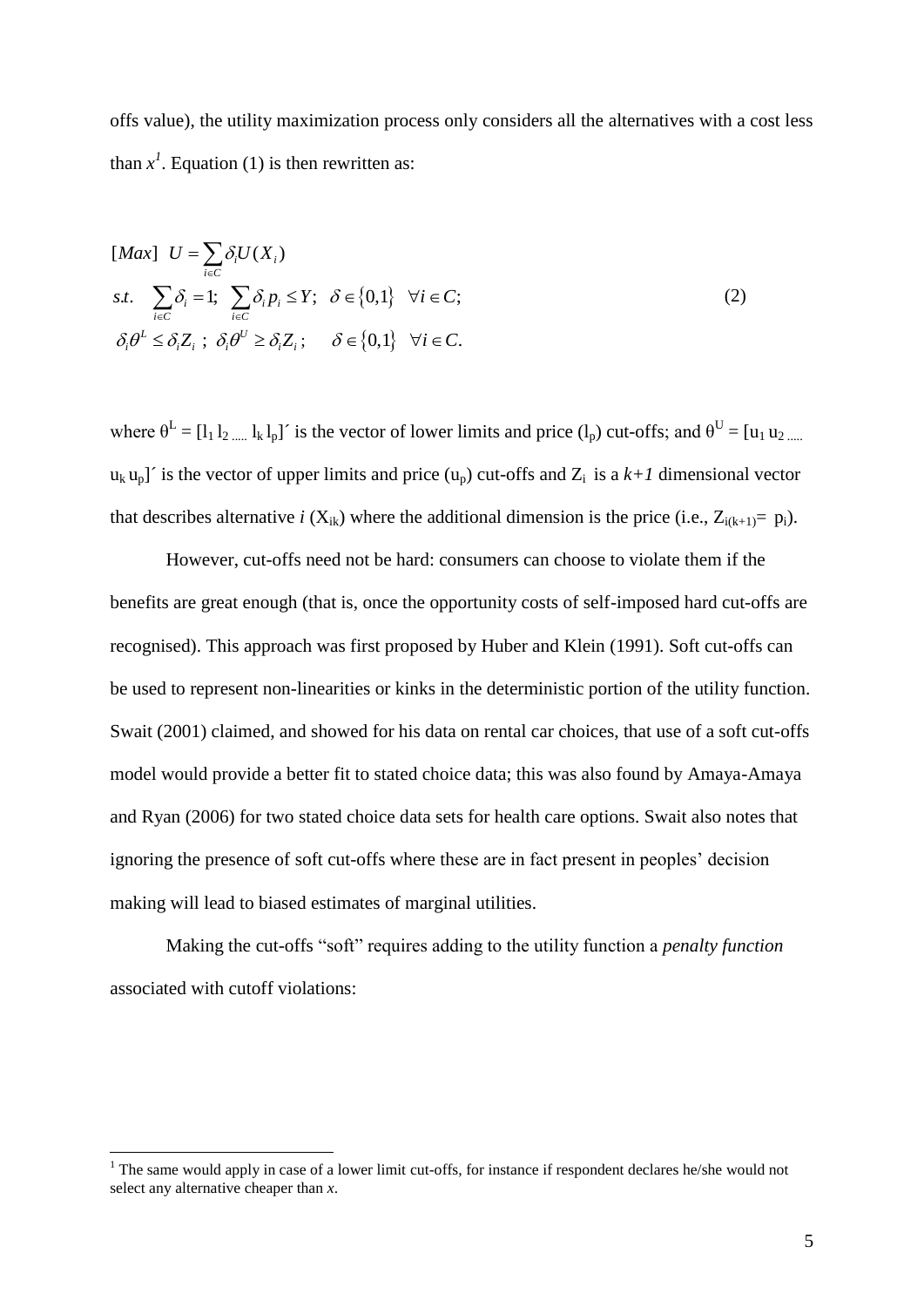offs value), the utility maximization process only considers all the alternatives with a cost less than $x$[1]. Equation (1) is then rewritten as:

$$
\begin{aligned}
&[Max]\ \ U=\sum_{i\in C}\delta_i U(X_i) \\
&s.t.\ \ \sum_{i\in C}\delta_i=1;\ \ \sum_{i\in C}\delta_i p_i\le Y;\ \ \delta\in\{0,1\}\ \ \forall i\in C; \\
&\delta_i\theta^L\le\delta_i Z_i\ ;\ \delta_i\theta^U\ge\delta_i Z_i;\ \ \ \ \delta\in\{0,1\}\ \ \forall i\in C.
\end{aligned}
\tag{2}
$$

where $\theta^L = [l_1\, l_2 \ldots\ldots l_k\, l_p]'$ is the vector of lower limits and price ($l_p$) cut-offs; and $\theta^U = [u_1\, u_2 \ldots\ldots u_k\, u_p]'$ is the vector of upper limits and price ($u_p$) cut-offs and $Z_i$ is a $k+1$ dimensional vector that describes alternative $i$ ($X_{ik}$) where the additional dimension is the price (i.e., $Z_{i(k+1)} = p_i$).

However, cut-offs need not be hard: consumers can choose to violate them if the benefits are great enough (that is, once the opportunity costs of self-imposed hard cut-offs are recognised). This approach was first proposed by Huber and Klein (1991). Soft cut-offs can be used to represent non-linearities or kinks in the deterministic portion of the utility function. Swait (2001) claimed, and showed for his data on rental car choices, that use of a soft cut-offs model would provide a better fit to stated choice data; this was also found by Amaya-Amaya and Ryan (2006) for two stated choice data sets for health care options. Swait also notes that ignoring the presence of soft cut-offs where these are in fact present in peoples' decision making will lead to biased estimates of marginal utilities.

Making the cut-offs "soft" requires adding to the utility function a *penalty function* associated with cutoff violations:

---

[1] The same would apply in case of a lower limit cut-offs, for instance if respondent declares he/she would not select any alternative cheaper than $x$.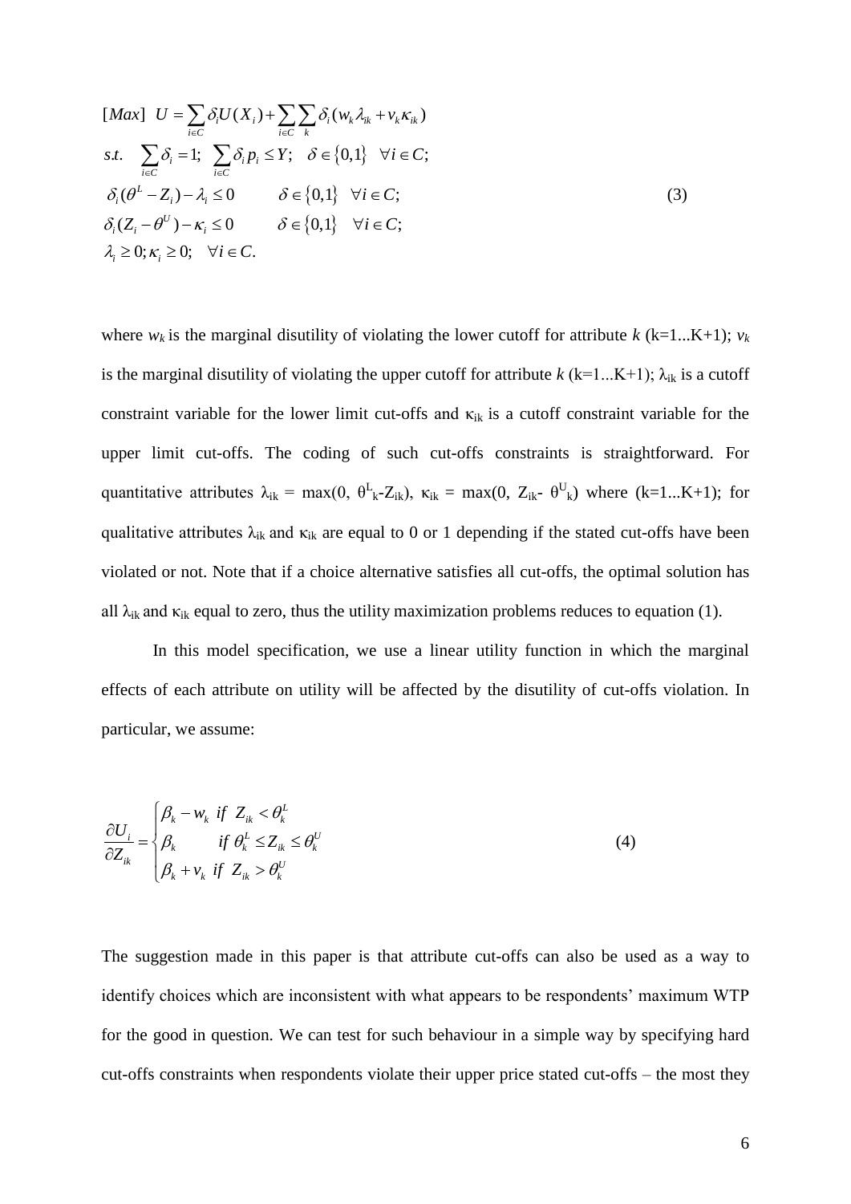$$
\begin{aligned}
&[Max]\ \ U = \sum_{i \in C} \delta_i U(X_i) + \sum_{i \in C} \sum_{k} \delta_i (w_k \lambda_{ik} + v_k \kappa_{ik}) \\
&s.t. \quad \sum_{i \in C} \delta_i = 1; \ \ \sum_{i \in C} \delta_i p_i \leq Y; \quad \delta \in \{0,1\} \quad \forall i \in C; \\
&\delta_i (\theta^L - Z_i) - \lambda_i \leq 0 \qquad \delta \in \{0,1\} \quad \forall i \in C; \\
&\delta_i (Z_i - \theta^U) - \kappa_i \leq 0 \qquad \delta \in \{0,1\} \quad \forall i \in C; \\
&\lambda_i \geq 0; \kappa_i \geq 0; \quad \forall i \in C.
\end{aligned} \tag{3}
$$

where $w_k$ is the marginal disutility of violating the lower cutoff for attribute $k$ (k=1...K+1); $v_k$ is the marginal disutility of violating the upper cutoff for attribute $k$ (k=1...K+1); $\lambda_{ik}$ is a cutoff constraint variable for the lower limit cut-offs and $\kappa_{ik}$ is a cutoff constraint variable for the upper limit cut-offs. The coding of such cut-offs constraints is straightforward. For quantitative attributes $\lambda_{ik} = \max(0, \theta^L_k - Z_{ik})$, $\kappa_{ik} = \max(0, Z_{ik} - \theta^U_k)$ where (k=1...K+1); for qualitative attributes $\lambda_{ik}$ and $\kappa_{ik}$ are equal to 0 or 1 depending if the stated cut-offs have been violated or not. Note that if a choice alternative satisfies all cut-offs, the optimal solution has all $\lambda_{ik}$ and $\kappa_{ik}$ equal to zero, thus the utility maximization problems reduces to equation (1).

In this model specification, we use a linear utility function in which the marginal effects of each attribute on utility will be affected by the disutility of cut-offs violation. In particular, we assume:

$$
\frac{\partial U_i}{\partial Z_{ik}} = \begin{cases} \beta_k - w_k & if \ \ Z_{ik} < \theta^L_k \\ \beta_k & if \ \theta^L_k \leq Z_{ik} \leq \theta^U_k \\ \beta_k + v_k & if \ \ Z_{ik} > \theta^U_k \end{cases} \tag{4}
$$

The suggestion made in this paper is that attribute cut-offs can also be used as a way to identify choices which are inconsistent with what appears to be respondents' maximum WTP for the good in question. We can test for such behaviour in a simple way by specifying hard cut-offs constraints when respondents violate their upper price stated cut-offs – the most they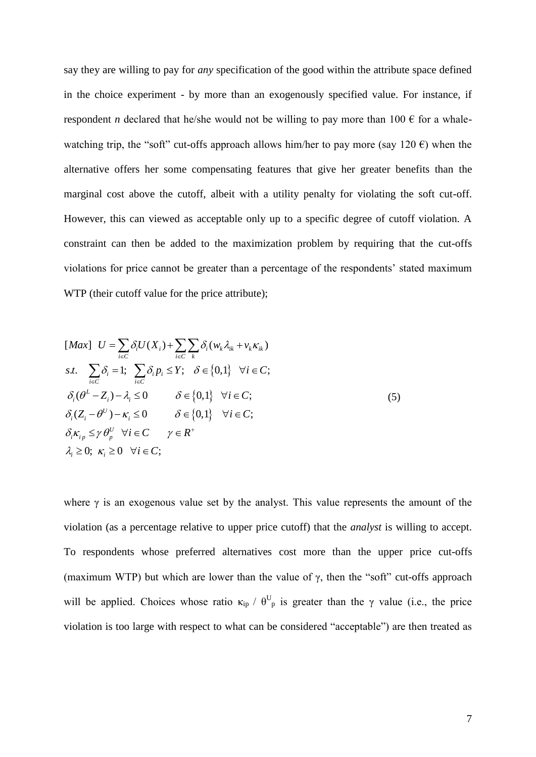say they are willing to pay for *any* specification of the good within the attribute space defined in the choice experiment - by more than an exogenously specified value. For instance, if respondent *n* declared that he/she would not be willing to pay more than 100 € for a whale-watching trip, the "soft" cut-offs approach allows him/her to pay more (say 120 €) when the alternative offers her some compensating features that give her greater benefits than the marginal cost above the cutoff, albeit with a utility penalty for violating the soft cut-off. However, this can viewed as acceptable only up to a specific degree of cutoff violation. A constraint can then be added to the maximization problem by requiring that the cut-offs violations for price cannot be greater than a percentage of the respondents' stated maximum WTP (their cutoff value for the price attribute);

$$
\begin{aligned}
&[Max] \;\; U = \sum_{i \in C} \delta_i U(X_i) + \sum_{i \in C} \sum_{k} \delta_i (w_k \lambda_{ik} + v_k \kappa_{ik}) \\
&s.t. \;\; \sum_{i \in C} \delta_i = 1; \;\; \sum_{i \in C} \delta_i p_i \leq Y; \quad \delta \in \{0,1\} \quad \forall i \in C; \\
&\delta_i (\theta^L - Z_i) - \lambda_i \leq 0 \qquad \delta \in \{0,1\} \quad \forall i \in C; \\
&\delta_i (Z_i - \theta^U) - \kappa_i \leq 0 \qquad \delta \in \{0,1\} \quad \forall i \in C; \\
&\delta_i \kappa_{ip} \leq \gamma \theta_p^U \quad \forall i \in C \qquad \gamma \in R^+ \\
&\lambda_i \geq 0; \;\; \kappa_i \geq 0 \quad \forall i \in C;
\end{aligned}
\tag{5}
$$

where $\gamma$ is an exogenous value set by the analyst. This value represents the amount of the violation (as a percentage relative to upper price cutoff) that the *analyst* is willing to accept. To respondents whose preferred alternatives cost more than the upper price cut-offs (maximum WTP) but which are lower than the value of $\gamma$, then the "soft" cut-offs approach will be applied. Choices whose ratio $\kappa_{ip} / \theta^U_p$ is greater than the $\gamma$ value (i.e., the price violation is too large with respect to what can be considered "acceptable") are then treated as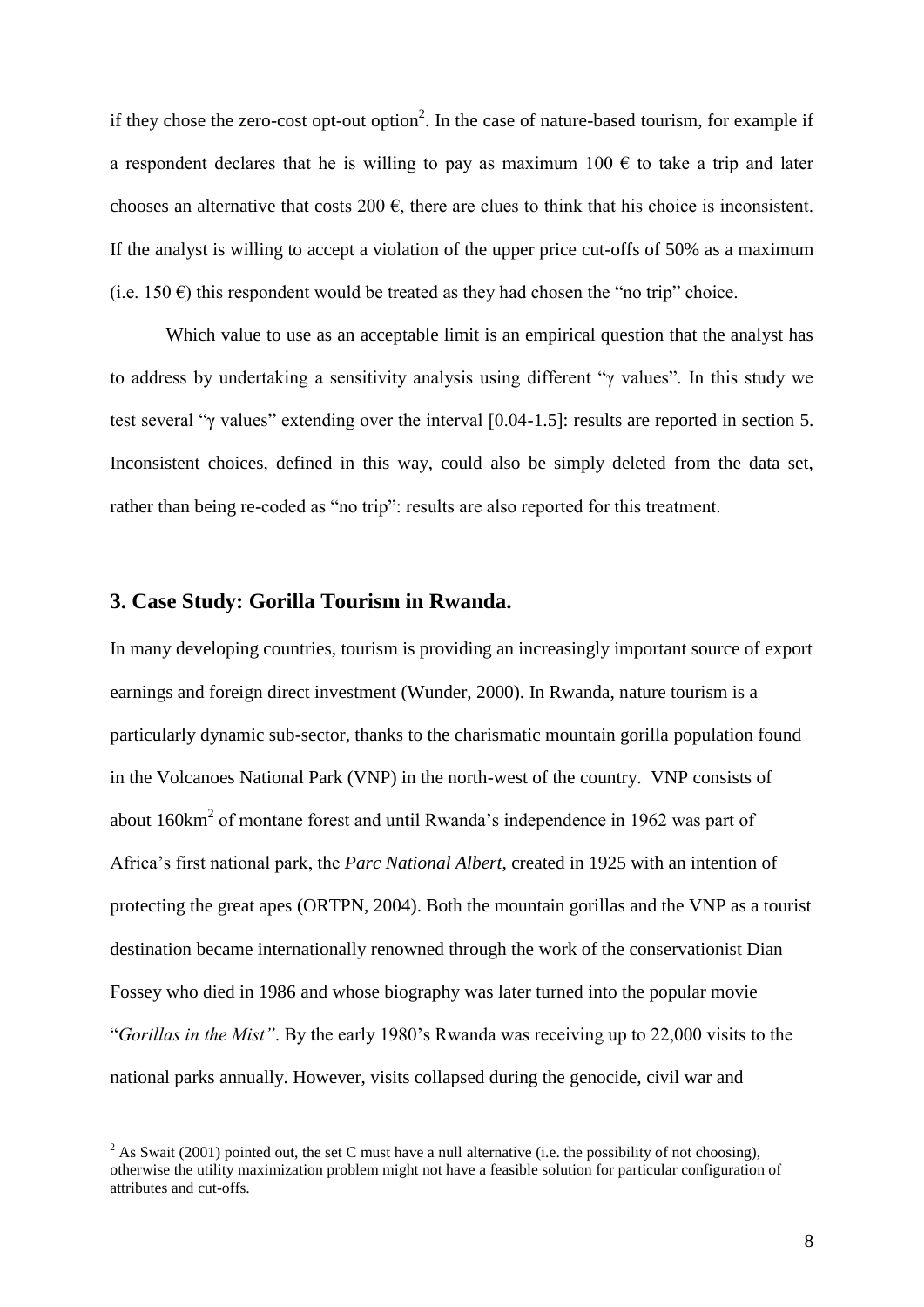if they chose the zero-cost opt-out option[2]. In the case of nature-based tourism, for example if a respondent declares that he is willing to pay as maximum 100 € to take a trip and later chooses an alternative that costs 200 €, there are clues to think that his choice is inconsistent. If the analyst is willing to accept a violation of the upper price cut-offs of 50% as a maximum (i.e. 150 €) this respondent would be treated as they had chosen the "no trip" choice.

Which value to use as an acceptable limit is an empirical question that the analyst has to address by undertaking a sensitivity analysis using different "γ values". In this study we test several "γ values" extending over the interval [0.04-1.5]: results are reported in section 5. Inconsistent choices, defined in this way, could also be simply deleted from the data set, rather than being re-coded as "no trip": results are also reported for this treatment.

## 3. Case Study: Gorilla Tourism in Rwanda.

In many developing countries, tourism is providing an increasingly important source of export earnings and foreign direct investment (Wunder, 2000). In Rwanda, nature tourism is a particularly dynamic sub-sector, thanks to the charismatic mountain gorilla population found in the Volcanoes National Park (VNP) in the north-west of the country. VNP consists of about 160km$^2$ of montane forest and until Rwanda's independence in 1962 was part of Africa's first national park, the *Parc National Albert*, created in 1925 with an intention of protecting the great apes (ORTPN, 2004). Both the mountain gorillas and the VNP as a tourist destination became internationally renowned through the work of the conservationist Dian Fossey who died in 1986 and whose biography was later turned into the popular movie "*Gorillas in the Mist"*. By the early 1980's Rwanda was receiving up to 22,000 visits to the national parks annually. However, visits collapsed during the genocide, civil war and

[2] As Swait (2001) pointed out, the set C must have a null alternative (i.e. the possibility of not choosing), otherwise the utility maximization problem might not have a feasible solution for particular configuration of attributes and cut-offs.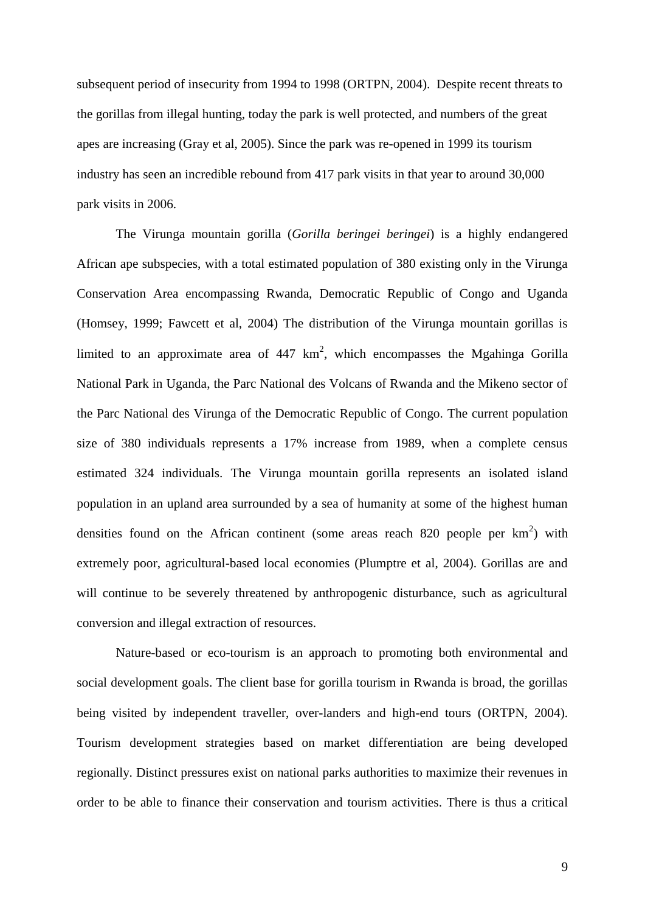subsequent period of insecurity from 1994 to 1998 (ORTPN, 2004). Despite recent threats to the gorillas from illegal hunting, today the park is well protected, and numbers of the great apes are increasing (Gray et al, 2005). Since the park was re-opened in 1999 its tourism industry has seen an incredible rebound from 417 park visits in that year to around 30,000 park visits in 2006.

The Virunga mountain gorilla (*Gorilla beringei beringei*) is a highly endangered African ape subspecies, with a total estimated population of 380 existing only in the Virunga Conservation Area encompassing Rwanda, Democratic Republic of Congo and Uganda (Homsey, 1999; Fawcett et al, 2004) The distribution of the Virunga mountain gorillas is limited to an approximate area of 447 $km^2$, which encompasses the Mgahinga Gorilla National Park in Uganda, the Parc National des Volcans of Rwanda and the Mikeno sector of the Parc National des Virunga of the Democratic Republic of Congo. The current population size of 380 individuals represents a 17% increase from 1989, when a complete census estimated 324 individuals. The Virunga mountain gorilla represents an isolated island population in an upland area surrounded by a sea of humanity at some of the highest human densities found on the African continent (some areas reach 820 people per $km^2$) with extremely poor, agricultural-based local economies (Plumptre et al, 2004). Gorillas are and will continue to be severely threatened by anthropogenic disturbance, such as agricultural conversion and illegal extraction of resources.

Nature-based or eco-tourism is an approach to promoting both environmental and social development goals. The client base for gorilla tourism in Rwanda is broad, the gorillas being visited by independent traveller, over-landers and high-end tours (ORTPN, 2004). Tourism development strategies based on market differentiation are being developed regionally. Distinct pressures exist on national parks authorities to maximize their revenues in order to be able to finance their conservation and tourism activities. There is thus a critical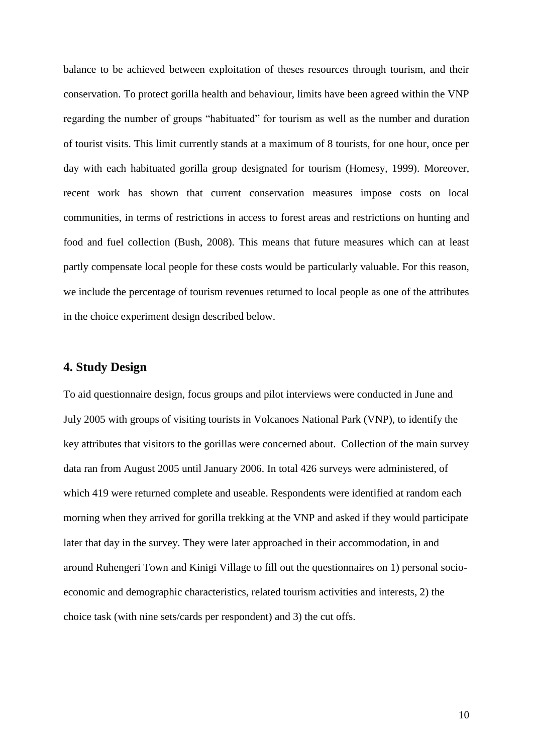balance to be achieved between exploitation of theses resources through tourism, and their conservation. To protect gorilla health and behaviour, limits have been agreed within the VNP regarding the number of groups "habituated" for tourism as well as the number and duration of tourist visits. This limit currently stands at a maximum of 8 tourists, for one hour, once per day with each habituated gorilla group designated for tourism (Homesy, 1999). Moreover, recent work has shown that current conservation measures impose costs on local communities, in terms of restrictions in access to forest areas and restrictions on hunting and food and fuel collection (Bush, 2008). This means that future measures which can at least partly compensate local people for these costs would be particularly valuable. For this reason, we include the percentage of tourism revenues returned to local people as one of the attributes in the choice experiment design described below.

## 4. Study Design

To aid questionnaire design, focus groups and pilot interviews were conducted in June and July 2005 with groups of visiting tourists in Volcanoes National Park (VNP), to identify the key attributes that visitors to the gorillas were concerned about. Collection of the main survey data ran from August 2005 until January 2006. In total 426 surveys were administered, of which 419 were returned complete and useable. Respondents were identified at random each morning when they arrived for gorilla trekking at the VNP and asked if they would participate later that day in the survey. They were later approached in their accommodation, in and around Ruhengeri Town and Kinigi Village to fill out the questionnaires on 1) personal socio-economic and demographic characteristics, related tourism activities and interests, 2) the choice task (with nine sets/cards per respondent) and 3) the cut offs.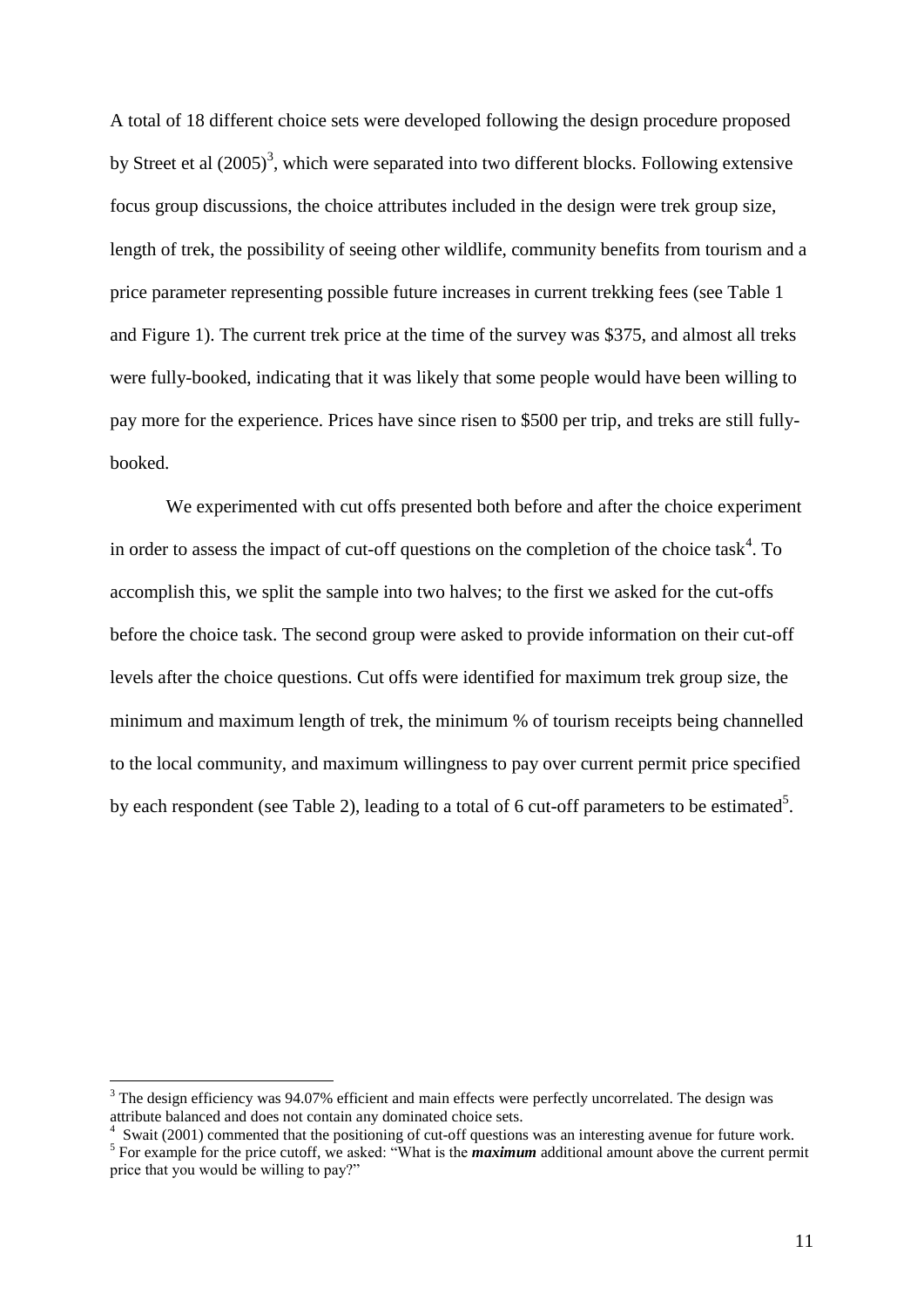A total of 18 different choice sets were developed following the design procedure proposed by Street et al (2005)[3], which were separated into two different blocks. Following extensive focus group discussions, the choice attributes included in the design were trek group size, length of trek, the possibility of seeing other wildlife, community benefits from tourism and a price parameter representing possible future increases in current trekking fees (see Table 1 and Figure 1). The current trek price at the time of the survey was $375, and almost all treks were fully-booked, indicating that it was likely that some people would have been willing to pay more for the experience. Prices have since risen to $500 per trip, and treks are still fully-booked.

We experimented with cut offs presented both before and after the choice experiment in order to assess the impact of cut-off questions on the completion of the choice task[4]. To accomplish this, we split the sample into two halves; to the first we asked for the cut-offs before the choice task. The second group were asked to provide information on their cut-off levels after the choice questions. Cut offs were identified for maximum trek group size, the minimum and maximum length of trek, the minimum % of tourism receipts being channelled to the local community, and maximum willingness to pay over current permit price specified by each respondent (see Table 2), leading to a total of 6 cut-off parameters to be estimated[5].

---

[3] The design efficiency was 94.07% efficient and main effects were perfectly uncorrelated. The design was attribute balanced and does not contain any dominated choice sets.

[4] Swait (2001) commented that the positioning of cut-off questions was an interesting avenue for future work.

[5] For example for the price cutoff, we asked: "What is the ***maximum*** additional amount above the current permit price that you would be willing to pay?"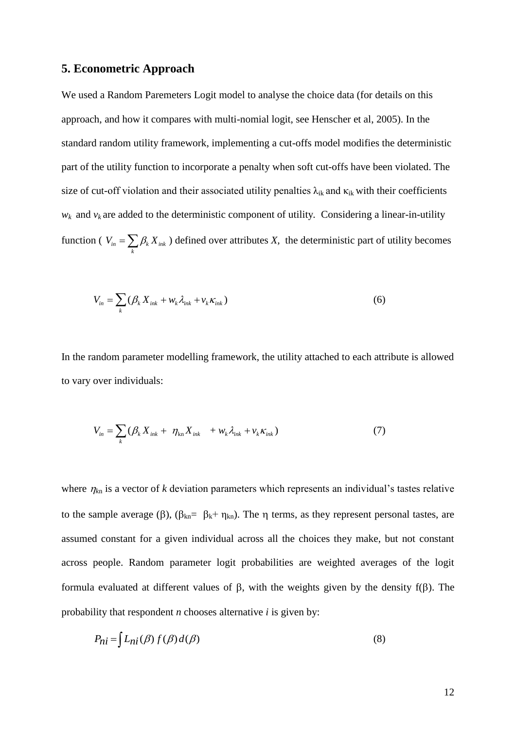## 5. Econometric Approach

We used a Random Paremeters Logit model to analyse the choice data (for details on this approach, and how it compares with multi-nomial logit, see Henscher et al, 2005). In the standard random utility framework, implementing a cut-offs model modifies the deterministic part of the utility function to incorporate a penalty when soft cut-offs have been violated. The size of cut-off violation and their associated utility penalties $\lambda_{ik}$ and $\kappa_{ik}$ with their coefficients $w_k$ and $v_k$ are added to the deterministic component of utility. Considering a linear-in-utility function ( $V_{in} = \sum_k \beta_k X_{ink}$ ) defined over attributes $X$, the deterministic part of utility becomes

$$V_{in} = \sum_k (\beta_k X_{ink} + w_k \lambda_{ink} + v_k \kappa_{ink}) \tag{6}$$

In the random parameter modelling framework, the utility attached to each attribute is allowed to vary over individuals:

$$V_{in} = \sum_k (\beta_k X_{ink} + \eta_{kn} X_{ink} + w_k \lambda_{ink} + v_k \kappa_{ink}) \tag{7}$$

where $\eta_{kn}$ is a vector of $k$ deviation parameters which represents an individual's tastes relative to the sample average ($\beta$), ($\beta_{kn} = \beta_k + \eta_{kn}$). The $\eta$ terms, as they represent personal tastes, are assumed constant for a given individual across all the choices they make, but not constant across people. Random parameter logit probabilities are weighted averages of the logit formula evaluated at different values of $\beta$, with the weights given by the density $f(\beta)$. The probability that respondent $n$ chooses alternative $i$ is given by:

$$P_{ni} = \int L_{ni}(\beta) f(\beta) d(\beta) \tag{8}$$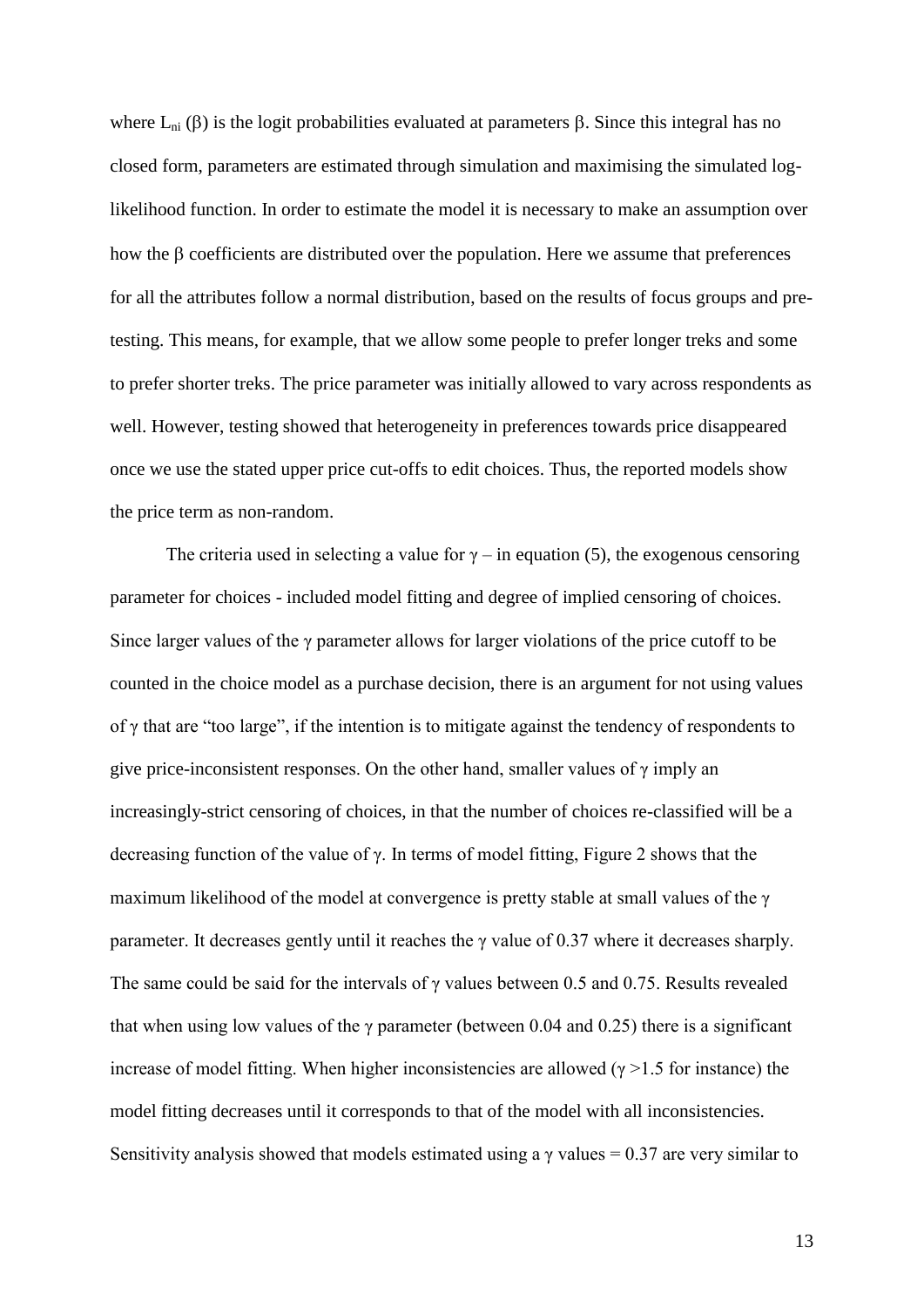where $L_{ni}(\beta)$ is the logit probabilities evaluated at parameters $\beta$. Since this integral has no closed form, parameters are estimated through simulation and maximising the simulated log-likelihood function. In order to estimate the model it is necessary to make an assumption over how the $\beta$ coefficients are distributed over the population. Here we assume that preferences for all the attributes follow a normal distribution, based on the results of focus groups and pre-testing. This means, for example, that we allow some people to prefer longer treks and some to prefer shorter treks. The price parameter was initially allowed to vary across respondents as well. However, testing showed that heterogeneity in preferences towards price disappeared once we use the stated upper price cut-offs to edit choices. Thus, the reported models show the price term as non-random.

The criteria used in selecting a value for $\gamma$ – in equation (5), the exogenous censoring parameter for choices - included model fitting and degree of implied censoring of choices. Since larger values of the $\gamma$ parameter allows for larger violations of the price cutoff to be counted in the choice model as a purchase decision, there is an argument for not using values of $\gamma$ that are "too large", if the intention is to mitigate against the tendency of respondents to give price-inconsistent responses. On the other hand, smaller values of $\gamma$ imply an increasingly-strict censoring of choices, in that the number of choices re-classified will be a decreasing function of the value of $\gamma$. In terms of model fitting, Figure 2 shows that the maximum likelihood of the model at convergence is pretty stable at small values of the $\gamma$ parameter. It decreases gently until it reaches the $\gamma$ value of 0.37 where it decreases sharply. The same could be said for the intervals of $\gamma$ values between 0.5 and 0.75. Results revealed that when using low values of the $\gamma$ parameter (between 0.04 and 0.25) there is a significant increase of model fitting. When higher inconsistencies are allowed ($\gamma > 1.5$ for instance) the model fitting decreases until it corresponds to that of the model with all inconsistencies. Sensitivity analysis showed that models estimated using a $\gamma$ values = 0.37 are very similar to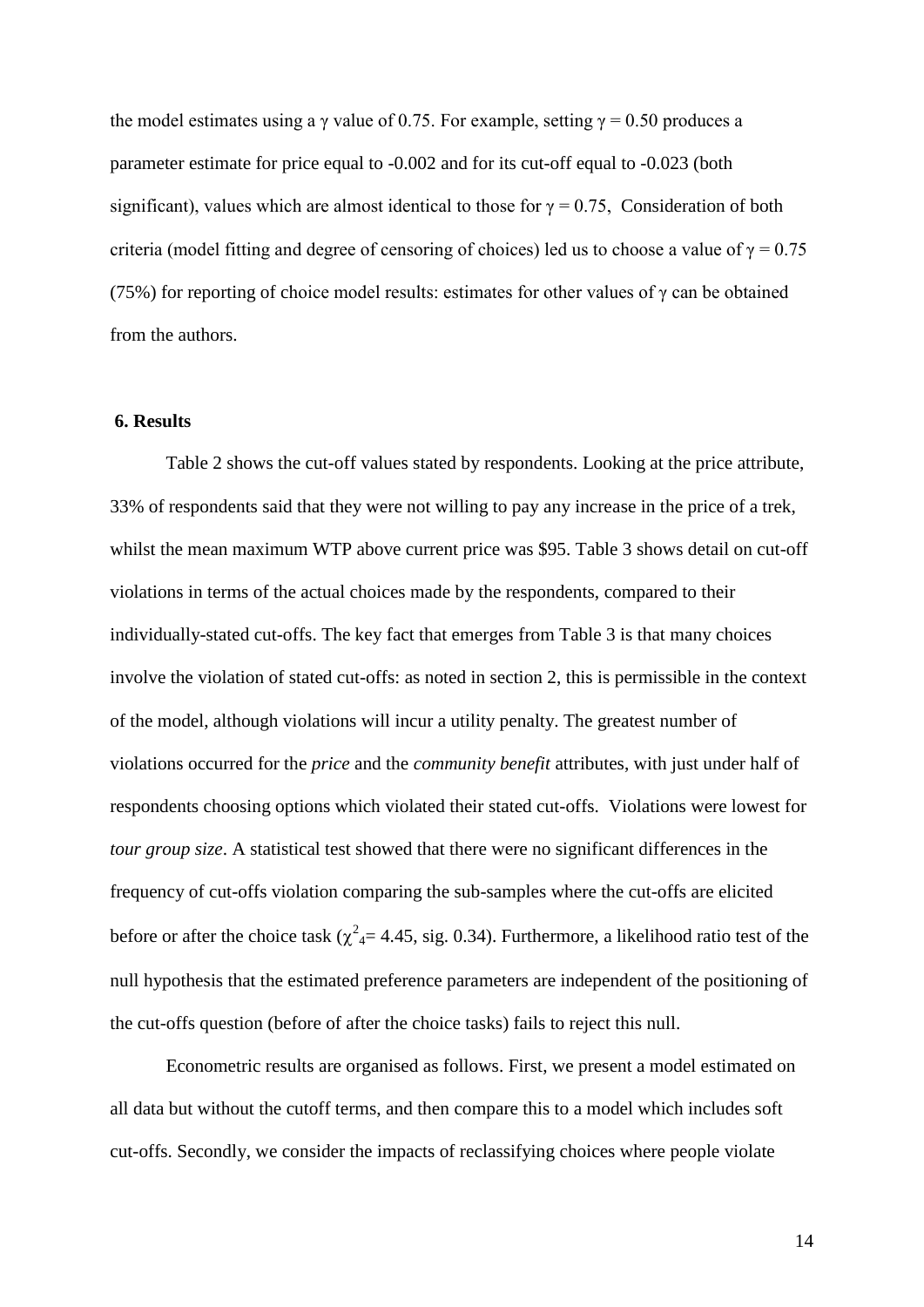the model estimates using a $\gamma$ value of 0.75. For example, setting $\gamma = 0.50$ produces a parameter estimate for price equal to -0.002 and for its cut-off equal to -0.023 (both significant), values which are almost identical to those for $\gamma = 0.75$, Consideration of both criteria (model fitting and degree of censoring of choices) led us to choose a value of $\gamma = 0.75$ (75%) for reporting of choice model results: estimates for other values of $\gamma$ can be obtained from the authors.

## 6. Results

Table 2 shows the cut-off values stated by respondents. Looking at the price attribute, 33% of respondents said that they were not willing to pay any increase in the price of a trek, whilst the mean maximum WTP above current price was \$95. Table 3 shows detail on cut-off violations in terms of the actual choices made by the respondents, compared to their individually-stated cut-offs. The key fact that emerges from Table 3 is that many choices involve the violation of stated cut-offs: as noted in section 2, this is permissible in the context of the model, although violations will incur a utility penalty. The greatest number of violations occurred for the *price* and the *community benefit* attributes, with just under half of respondents choosing options which violated their stated cut-offs. Violations were lowest for *tour group size*. A statistical test showed that there were no significant differences in the frequency of cut-offs violation comparing the sub-samples where the cut-offs are elicited before or after the choice task ($\chi^2_4 = 4.45$, sig. 0.34). Furthermore, a likelihood ratio test of the null hypothesis that the estimated preference parameters are independent of the positioning of the cut-offs question (before of after the choice tasks) fails to reject this null.

Econometric results are organised as follows. First, we present a model estimated on all data but without the cutoff terms, and then compare this to a model which includes soft cut-offs. Secondly, we consider the impacts of reclassifying choices where people violate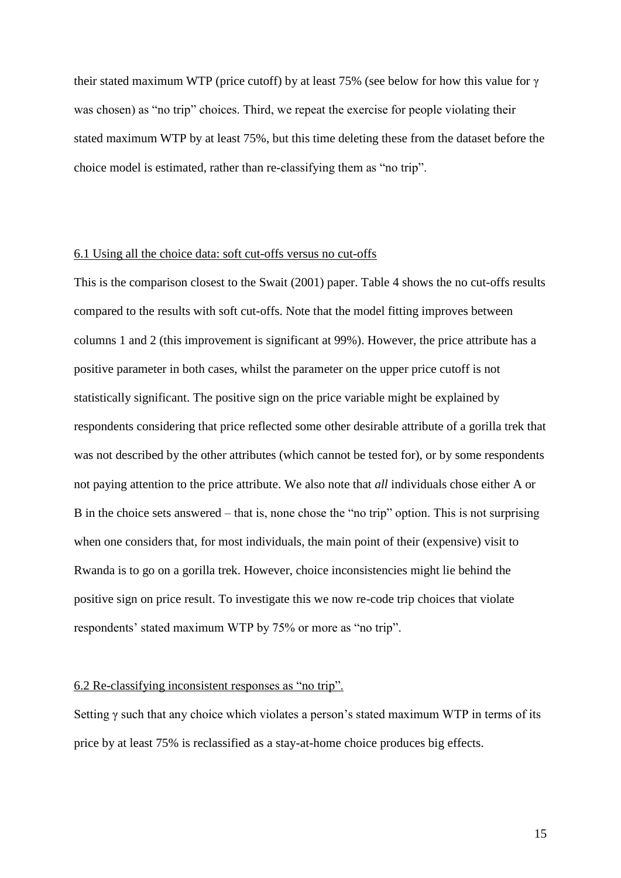their stated maximum WTP (price cutoff) by at least 75% (see below for how this value for $\gamma$ was chosen) as "no trip" choices. Third, we repeat the exercise for people violating their stated maximum WTP by at least 75%, but this time deleting these from the dataset before the choice model is estimated, rather than re-classifying them as "no trip".

### 6.1 Using all the choice data: soft cut-offs versus no cut-offs

This is the comparison closest to the Swait (2001) paper. Table 4 shows the no cut-offs results compared to the results with soft cut-offs. Note that the model fitting improves between columns 1 and 2 (this improvement is significant at 99%). However, the price attribute has a positive parameter in both cases, whilst the parameter on the upper price cutoff is not statistically significant. The positive sign on the price variable might be explained by respondents considering that price reflected some other desirable attribute of a gorilla trek that was not described by the other attributes (which cannot be tested for), or by some respondents not paying attention to the price attribute. We also note that *all* individuals chose either A or B in the choice sets answered – that is, none chose the "no trip" option. This is not surprising when one considers that, for most individuals, the main point of their (expensive) visit to Rwanda is to go on a gorilla trek. However, choice inconsistencies might lie behind the positive sign on price result. To investigate this we now re-code trip choices that violate respondents' stated maximum WTP by 75% or more as "no trip".

### 6.2 Re-classifying inconsistent responses as "no trip".

Setting $\gamma$ such that any choice which violates a person's stated maximum WTP in terms of its price by at least 75% is reclassified as a stay-at-home choice produces big effects.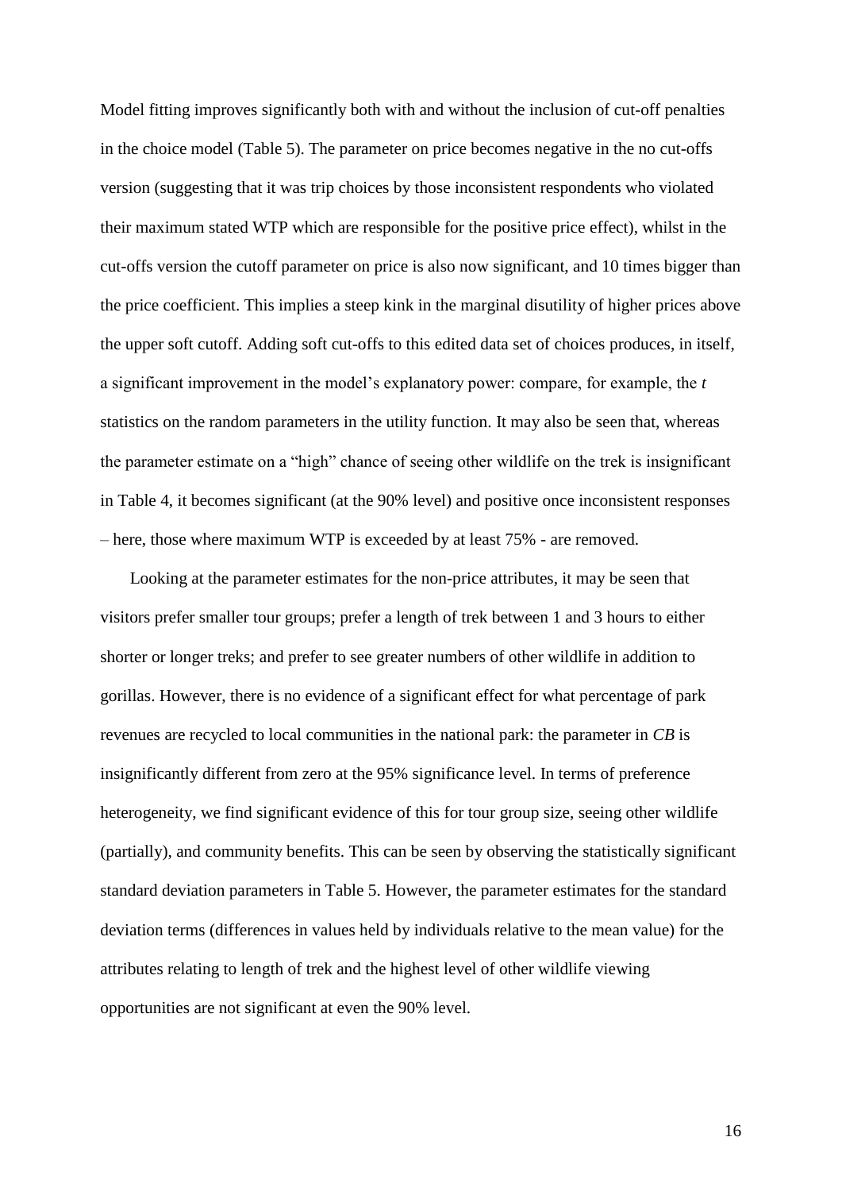Model fitting improves significantly both with and without the inclusion of cut-off penalties in the choice model (Table 5). The parameter on price becomes negative in the no cut-offs version (suggesting that it was trip choices by those inconsistent respondents who violated their maximum stated WTP which are responsible for the positive price effect), whilst in the cut-offs version the cutoff parameter on price is also now significant, and 10 times bigger than the price coefficient. This implies a steep kink in the marginal disutility of higher prices above the upper soft cutoff. Adding soft cut-offs to this edited data set of choices produces, in itself, a significant improvement in the model's explanatory power: compare, for example, the *t* statistics on the random parameters in the utility function. It may also be seen that, whereas the parameter estimate on a "high" chance of seeing other wildlife on the trek is insignificant in Table 4, it becomes significant (at the 90% level) and positive once inconsistent responses – here, those where maximum WTP is exceeded by at least 75% - are removed.

Looking at the parameter estimates for the non-price attributes, it may be seen that visitors prefer smaller tour groups; prefer a length of trek between 1 and 3 hours to either shorter or longer treks; and prefer to see greater numbers of other wildlife in addition to gorillas. However, there is no evidence of a significant effect for what percentage of park revenues are recycled to local communities in the national park: the parameter in *CB* is insignificantly different from zero at the 95% significance level. In terms of preference heterogeneity, we find significant evidence of this for tour group size, seeing other wildlife (partially), and community benefits. This can be seen by observing the statistically significant standard deviation parameters in Table 5. However, the parameter estimates for the standard deviation terms (differences in values held by individuals relative to the mean value) for the attributes relating to length of trek and the highest level of other wildlife viewing opportunities are not significant at even the 90% level.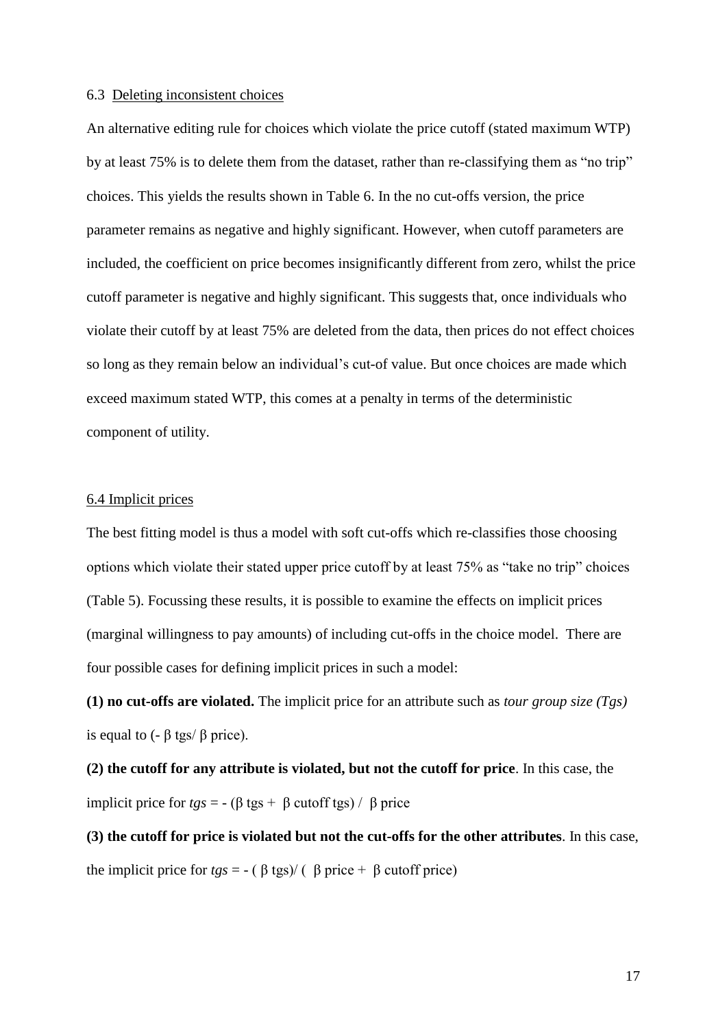### 6.3 Deleting inconsistent choices

An alternative editing rule for choices which violate the price cutoff (stated maximum WTP) by at least 75% is to delete them from the dataset, rather than re-classifying them as "no trip" choices. This yields the results shown in Table 6. In the no cut-offs version, the price parameter remains as negative and highly significant. However, when cutoff parameters are included, the coefficient on price becomes insignificantly different from zero, whilst the price cutoff parameter is negative and highly significant. This suggests that, once individuals who violate their cutoff by at least 75% are deleted from the data, then prices do not effect choices so long as they remain below an individual's cut-of value. But once choices are made which exceed maximum stated WTP, this comes at a penalty in terms of the deterministic component of utility.

### 6.4 Implicit prices

The best fitting model is thus a model with soft cut-offs which re-classifies those choosing options which violate their stated upper price cutoff by at least 75% as "take no trip" choices (Table 5). Focussing these results, it is possible to examine the effects on implicit prices (marginal willingness to pay amounts) of including cut-offs in the choice model. There are four possible cases for defining implicit prices in such a model:

**(1) no cut-offs are violated.** The implicit price for an attribute such as *tour group size (Tgs)* is equal to $(-\beta\ \text{tgs}/\ \beta\ \text{price})$.

**(2) the cutoff for any attribute is violated, but not the cutoff for price**. In this case, the implicit price for *tgs* = $-(\beta\ \text{tgs} + \beta\ \text{cutoff tgs})\ /\ \beta\ \text{price}$

**(3) the cutoff for price is violated but not the cut-offs for the other attributes**. In this case, the implicit price for *tgs* = $-(\beta\ \text{tgs})/(\beta\ \text{price} + \beta\ \text{cutoff price})$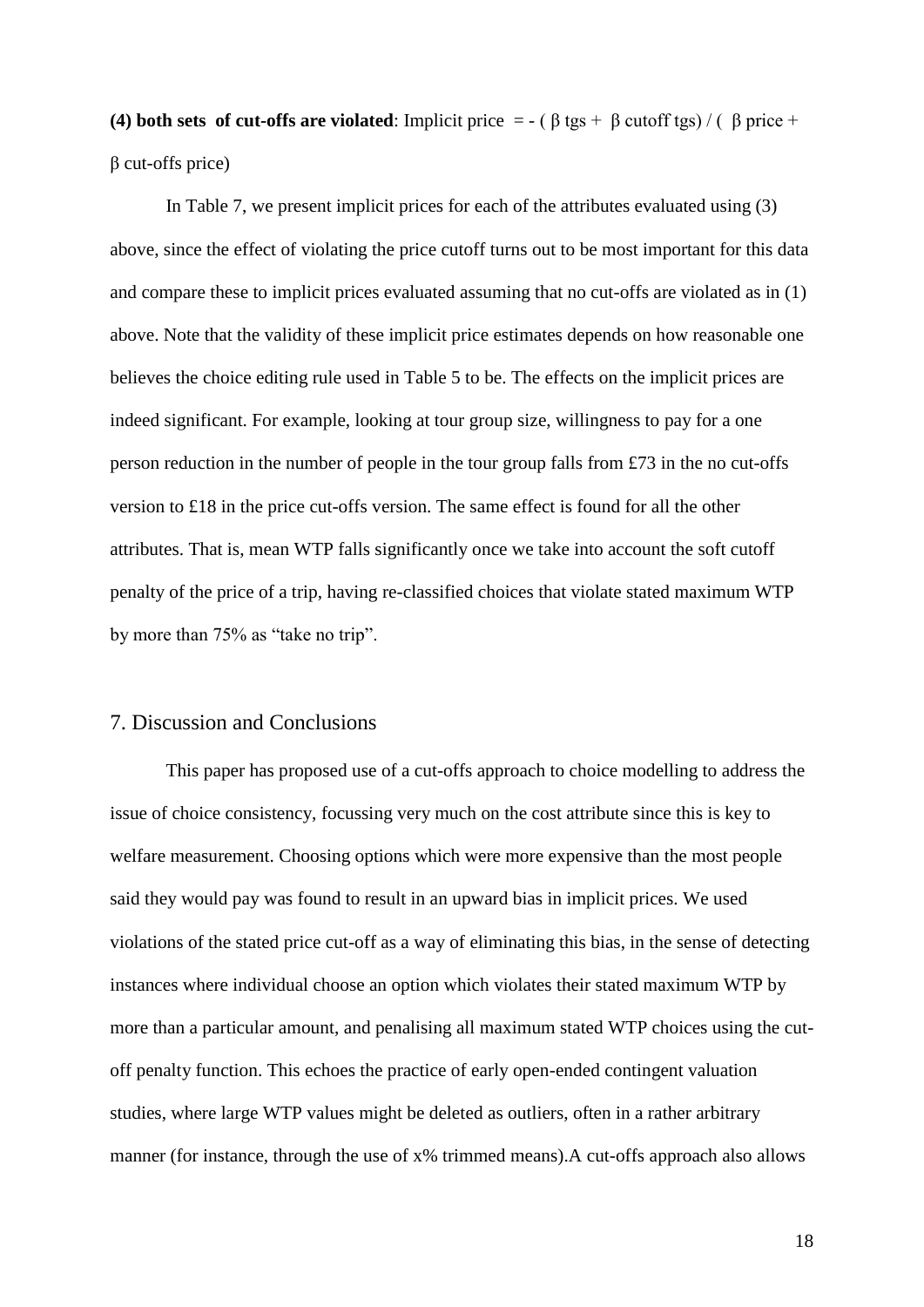**(4) both sets of cut-offs are violated**: Implicit price $= - ( \beta \text{ tgs} + \beta \text{ cutoff tgs}) / ( \beta \text{ price} + \beta \text{ cut-offs price})$

In Table 7, we present implicit prices for each of the attributes evaluated using (3) above, since the effect of violating the price cutoff turns out to be most important for this data and compare these to implicit prices evaluated assuming that no cut-offs are violated as in (1) above. Note that the validity of these implicit price estimates depends on how reasonable one believes the choice editing rule used in Table 5 to be. The effects on the implicit prices are indeed significant. For example, looking at tour group size, willingness to pay for a one person reduction in the number of people in the tour group falls from £73 in the no cut-offs version to £18 in the price cut-offs version. The same effect is found for all the other attributes. That is, mean WTP falls significantly once we take into account the soft cutoff penalty of the price of a trip, having re-classified choices that violate stated maximum WTP by more than 75% as "take no trip".

## 7. Discussion and Conclusions

This paper has proposed use of a cut-offs approach to choice modelling to address the issue of choice consistency, focussing very much on the cost attribute since this is key to welfare measurement. Choosing options which were more expensive than the most people said they would pay was found to result in an upward bias in implicit prices. We used violations of the stated price cut-off as a way of eliminating this bias, in the sense of detecting instances where individual choose an option which violates their stated maximum WTP by more than a particular amount, and penalising all maximum stated WTP choices using the cut-off penalty function. This echoes the practice of early open-ended contingent valuation studies, where large WTP values might be deleted as outliers, often in a rather arbitrary manner (for instance, through the use of x% trimmed means).A cut-offs approach also allows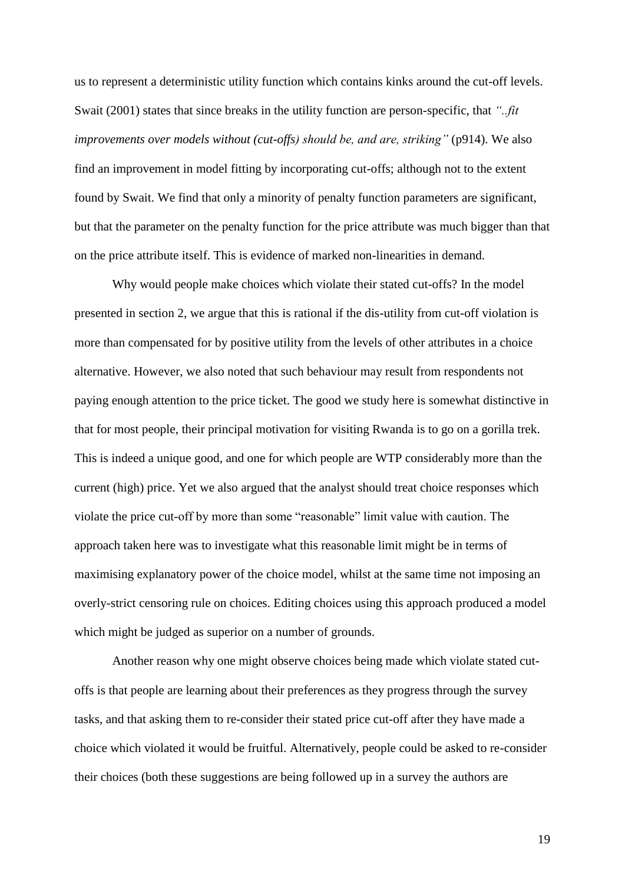us to represent a deterministic utility function which contains kinks around the cut-off levels. Swait (2001) states that since breaks in the utility function are person-specific, that *"..fit improvements over models without (cut-offs) should be, and are, striking"* (p914). We also find an improvement in model fitting by incorporating cut-offs; although not to the extent found by Swait. We find that only a minority of penalty function parameters are significant, but that the parameter on the penalty function for the price attribute was much bigger than that on the price attribute itself. This is evidence of marked non-linearities in demand.

Why would people make choices which violate their stated cut-offs? In the model presented in section 2, we argue that this is rational if the dis-utility from cut-off violation is more than compensated for by positive utility from the levels of other attributes in a choice alternative. However, we also noted that such behaviour may result from respondents not paying enough attention to the price ticket. The good we study here is somewhat distinctive in that for most people, their principal motivation for visiting Rwanda is to go on a gorilla trek. This is indeed a unique good, and one for which people are WTP considerably more than the current (high) price. Yet we also argued that the analyst should treat choice responses which violate the price cut-off by more than some "reasonable" limit value with caution. The approach taken here was to investigate what this reasonable limit might be in terms of maximising explanatory power of the choice model, whilst at the same time not imposing an overly-strict censoring rule on choices. Editing choices using this approach produced a model which might be judged as superior on a number of grounds.

Another reason why one might observe choices being made which violate stated cut-offs is that people are learning about their preferences as they progress through the survey tasks, and that asking them to re-consider their stated price cut-off after they have made a choice which violated it would be fruitful. Alternatively, people could be asked to re-consider their choices (both these suggestions are being followed up in a survey the authors are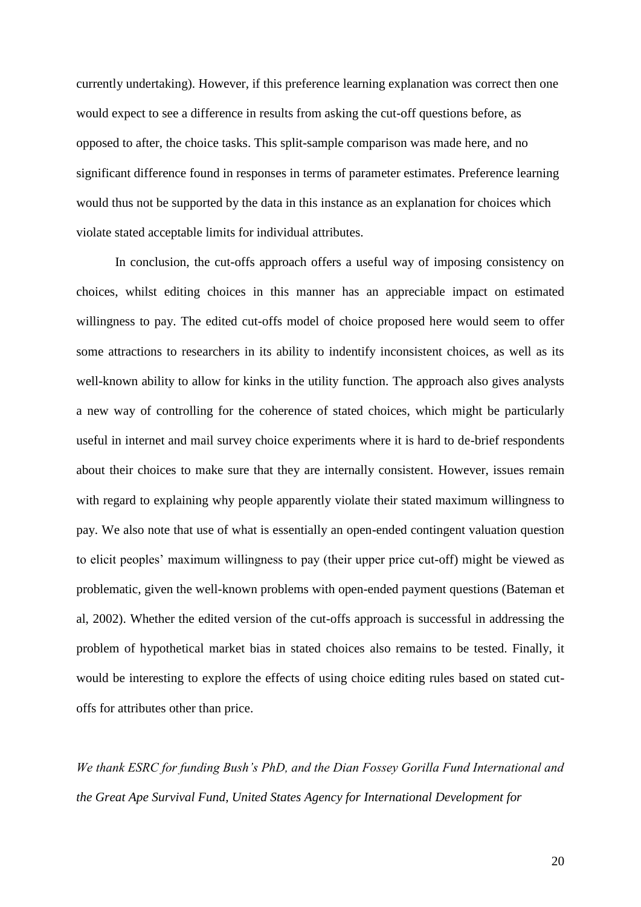currently undertaking). However, if this preference learning explanation was correct then one would expect to see a difference in results from asking the cut-off questions before, as opposed to after, the choice tasks. This split-sample comparison was made here, and no significant difference found in responses in terms of parameter estimates. Preference learning would thus not be supported by the data in this instance as an explanation for choices which violate stated acceptable limits for individual attributes.

In conclusion, the cut-offs approach offers a useful way of imposing consistency on choices, whilst editing choices in this manner has an appreciable impact on estimated willingness to pay. The edited cut-offs model of choice proposed here would seem to offer some attractions to researchers in its ability to indentify inconsistent choices, as well as its well-known ability to allow for kinks in the utility function. The approach also gives analysts a new way of controlling for the coherence of stated choices, which might be particularly useful in internet and mail survey choice experiments where it is hard to de-brief respondents about their choices to make sure that they are internally consistent. However, issues remain with regard to explaining why people apparently violate their stated maximum willingness to pay. We also note that use of what is essentially an open-ended contingent valuation question to elicit peoples' maximum willingness to pay (their upper price cut-off) might be viewed as problematic, given the well-known problems with open-ended payment questions (Bateman et al, 2002). Whether the edited version of the cut-offs approach is successful in addressing the problem of hypothetical market bias in stated choices also remains to be tested. Finally, it would be interesting to explore the effects of using choice editing rules based on stated cut-offs for attributes other than price.

*We thank ESRC for funding Bush's PhD, and the Dian Fossey Gorilla Fund International and the Great Ape Survival Fund, United States Agency for International Development for*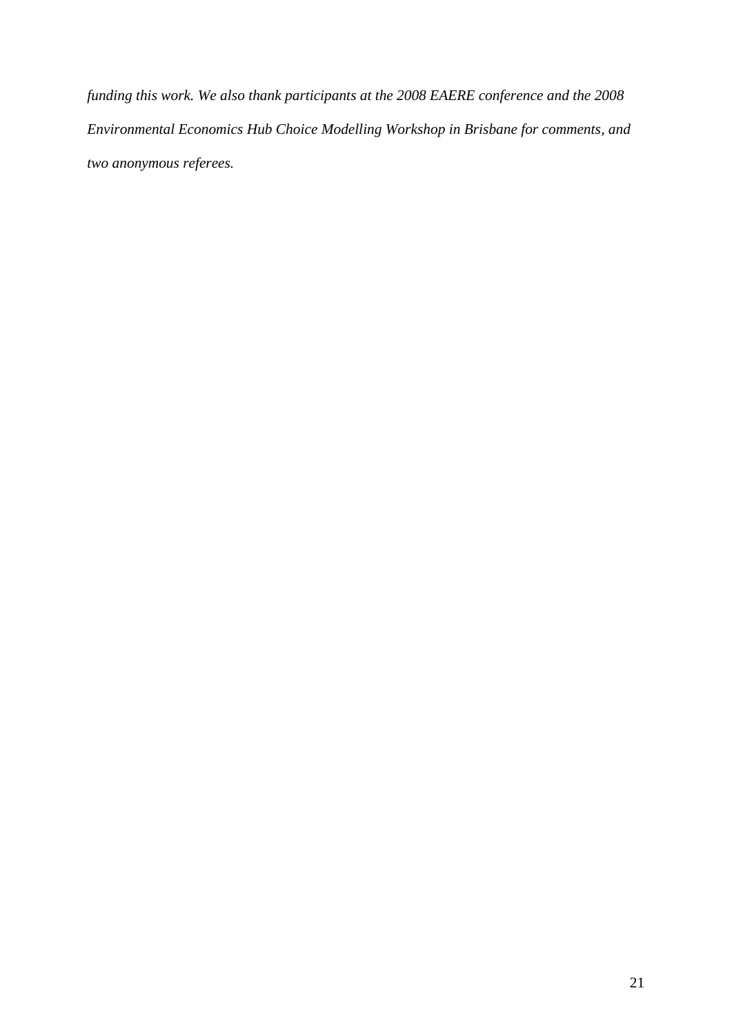*funding this work. We also thank participants at the 2008 EAERE conference and the 2008 Environmental Economics Hub Choice Modelling Workshop in Brisbane for comments, and two anonymous referees.*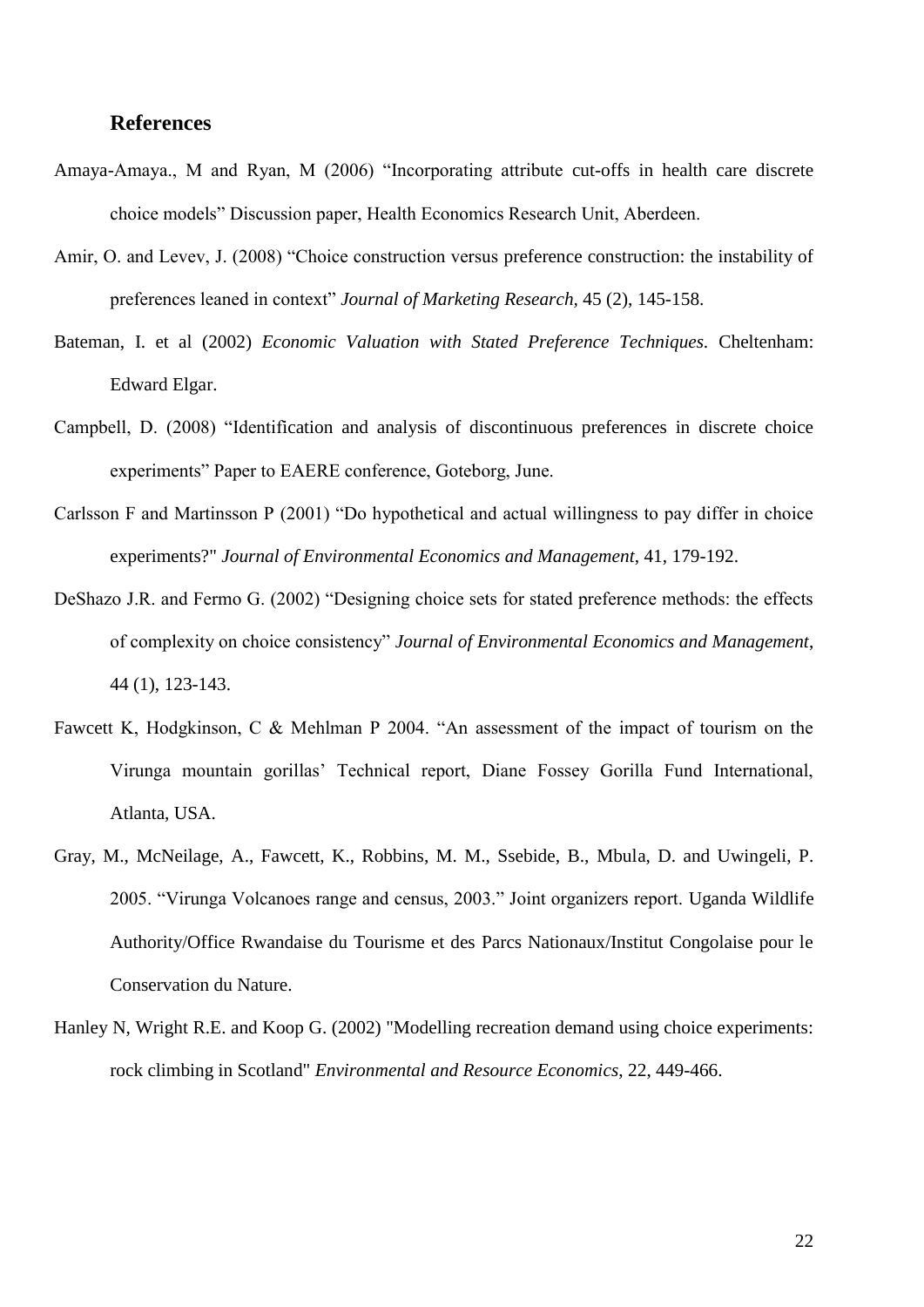## References

Amaya-Amaya., M and Ryan, M (2006) "Incorporating attribute cut-offs in health care discrete choice models" Discussion paper, Health Economics Research Unit, Aberdeen.

Amir, O. and Levev, J. (2008) "Choice construction versus preference construction: the instability of preferences leaned in context" *Journal of Marketing Research,* 45 (2), 145-158.

Bateman, I. et al (2002) *Economic Valuation with Stated Preference Techniques.* Cheltenham: Edward Elgar.

Campbell, D. (2008) "Identification and analysis of discontinuous preferences in discrete choice experiments" Paper to EAERE conference, Goteborg, June.

Carlsson F and Martinsson P (2001) "Do hypothetical and actual willingness to pay differ in choice experiments?" *Journal of Environmental Economics and Management*, 41, 179-192.

DeShazo J.R. and Fermo G. (2002) "Designing choice sets for stated preference methods: the effects of complexity on choice consistency" *Journal of Environmental Economics and Management*, 44 (1), 123-143.

Fawcett K, Hodgkinson, C & Mehlman P 2004. "An assessment of the impact of tourism on the Virunga mountain gorillas' Technical report, Diane Fossey Gorilla Fund International, Atlanta, USA.

Gray, M., McNeilage, A., Fawcett, K., Robbins, M. M., Ssebide, B., Mbula, D. and Uwingeli, P. 2005. "Virunga Volcanoes range and census, 2003." Joint organizers report. Uganda Wildlife Authority/Office Rwandaise du Tourisme et des Parcs Nationaux/Institut Congolaise pour le Conservation du Nature.

Hanley N, Wright R.E. and Koop G. (2002) "Modelling recreation demand using choice experiments: rock climbing in Scotland" *Environmental and Resource Economics*, 22, 449-466.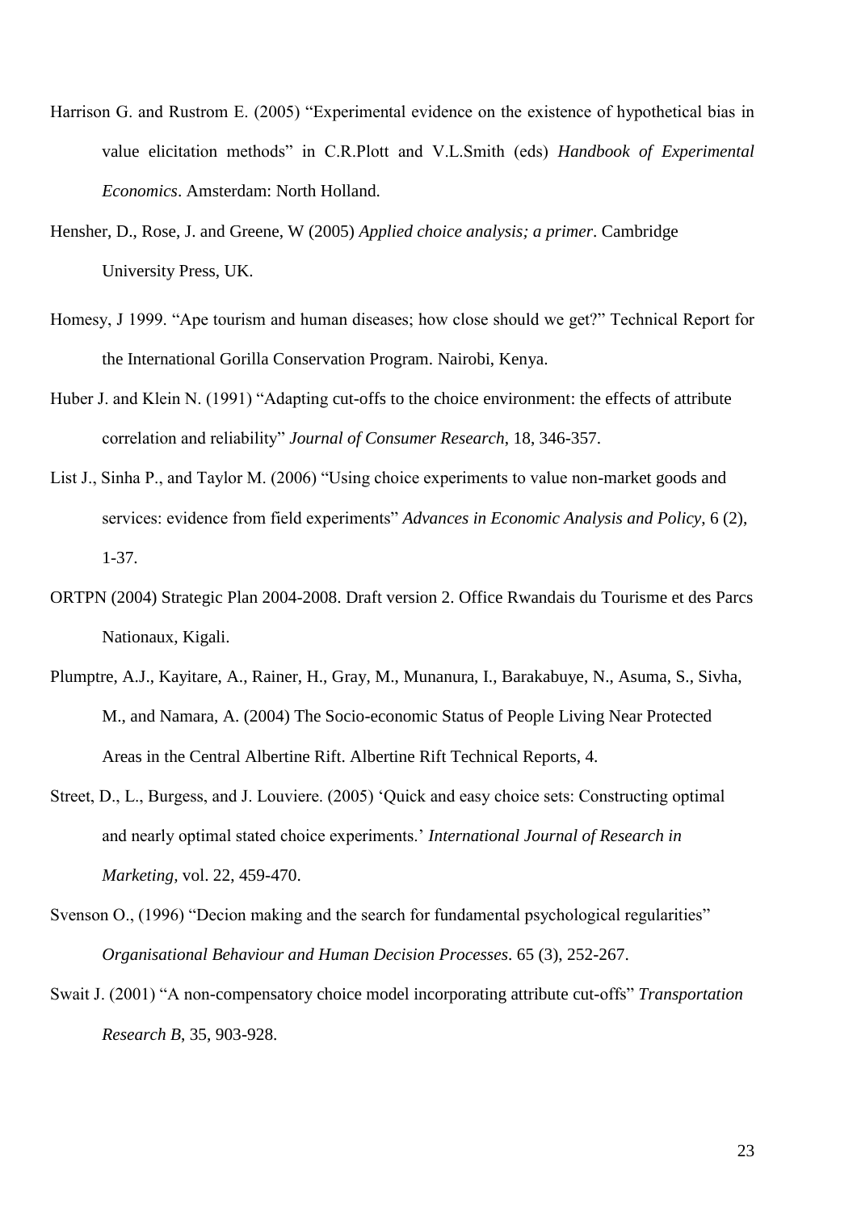Harrison G. and Rustrom E. (2005) "Experimental evidence on the existence of hypothetical bias in value elicitation methods" in C.R.Plott and V.L.Smith (eds) *Handbook of Experimental Economics*. Amsterdam: North Holland.

Hensher, D., Rose, J. and Greene, W (2005) *Applied choice analysis; a primer*. Cambridge University Press, UK.

Homesy, J 1999. "Ape tourism and human diseases; how close should we get?" Technical Report for the International Gorilla Conservation Program. Nairobi, Kenya.

Huber J. and Klein N. (1991) "Adapting cut-offs to the choice environment: the effects of attribute correlation and reliability" *Journal of Consumer Research*, 18, 346-357.

List J., Sinha P., and Taylor M. (2006) "Using choice experiments to value non-market goods and services: evidence from field experiments" *Advances in Economic Analysis and Policy*, 6 (2), 1-37.

ORTPN (2004) Strategic Plan 2004-2008. Draft version 2. Office Rwandais du Tourisme et des Parcs Nationaux, Kigali.

Plumptre, A.J., Kayitare, A., Rainer, H., Gray, M., Munanura, I., Barakabuye, N., Asuma, S., Sivha, M., and Namara, A. (2004) The Socio-economic Status of People Living Near Protected Areas in the Central Albertine Rift. Albertine Rift Technical Reports, 4.

Street, D., L., Burgess, and J. Louviere. (2005) 'Quick and easy choice sets: Constructing optimal and nearly optimal stated choice experiments.' *International Journal of Research in Marketing*, vol. 22, 459-470.

Svenson O., (1996) "Decion making and the search for fundamental psychological regularities" *Organisational Behaviour and Human Decision Processes*. 65 (3), 252-267.

Swait J. (2001) "A non-compensatory choice model incorporating attribute cut-offs" *Transportation Research B*, 35, 903-928.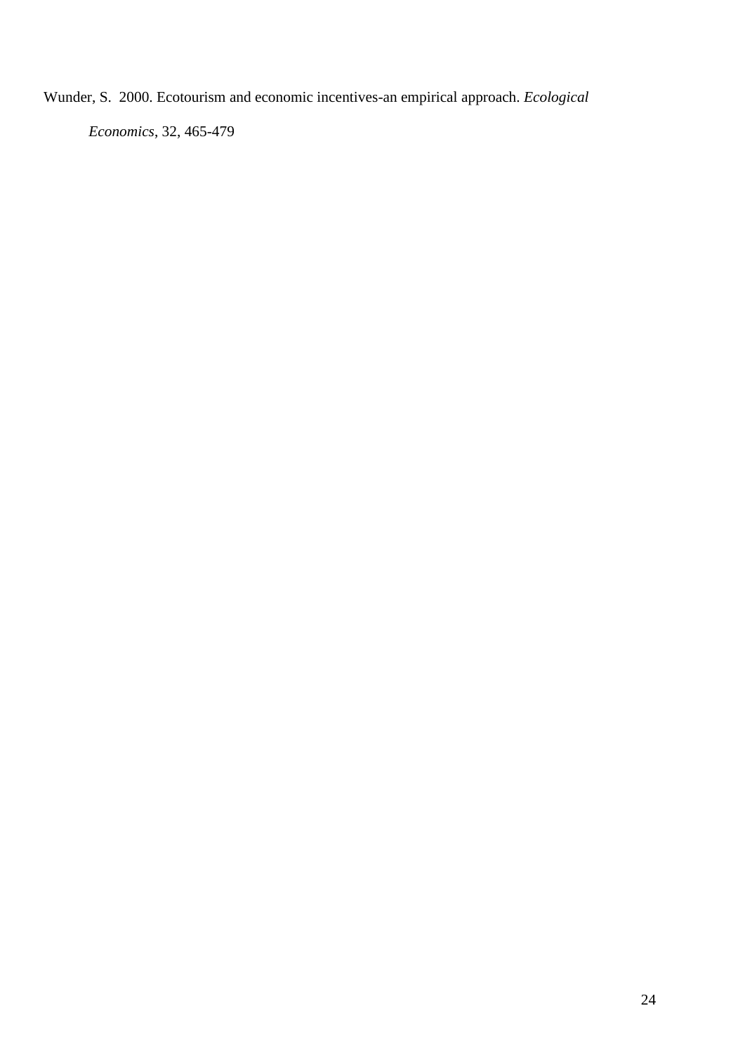Wunder, S. 2000. Ecotourism and economic incentives-an empirical approach. *Ecological Economics*, 32, 465-479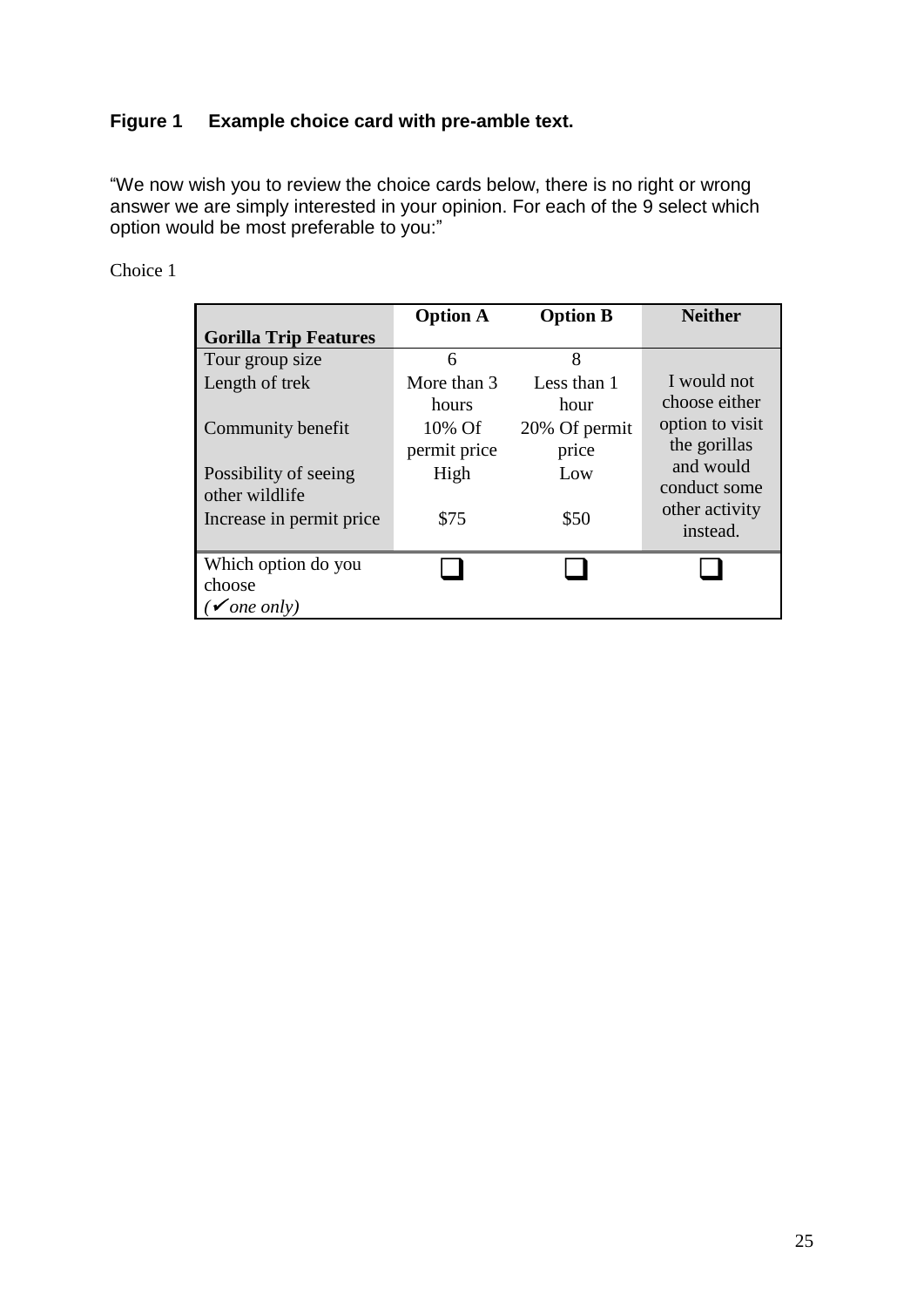**Figure 1 Example choice card with pre-amble text.**

"We now wish you to review the choice cards below, there is no right or wrong answer we are simply interested in your opinion. For each of the 9 select which option would be most preferable to you:"

Choice 1

| Gorilla Trip Features | Option A | Option B | Neither |
|---|---|---|---|
| Tour group size | 6 | 8 | I would not choose either option to visit the gorillas and would conduct some other activity instead. |
| Length of trek | More than 3 hours | Less than 1 hour | |
| Community benefit | 10% Of permit price | 20% Of permit price | |
| Possibility of seeing other wildlife | High | Low | |
| Increase in permit price | $75 | $50 | |
| Which option do you choose (✔ *one only*) | ❑ | ❑ | ❑ |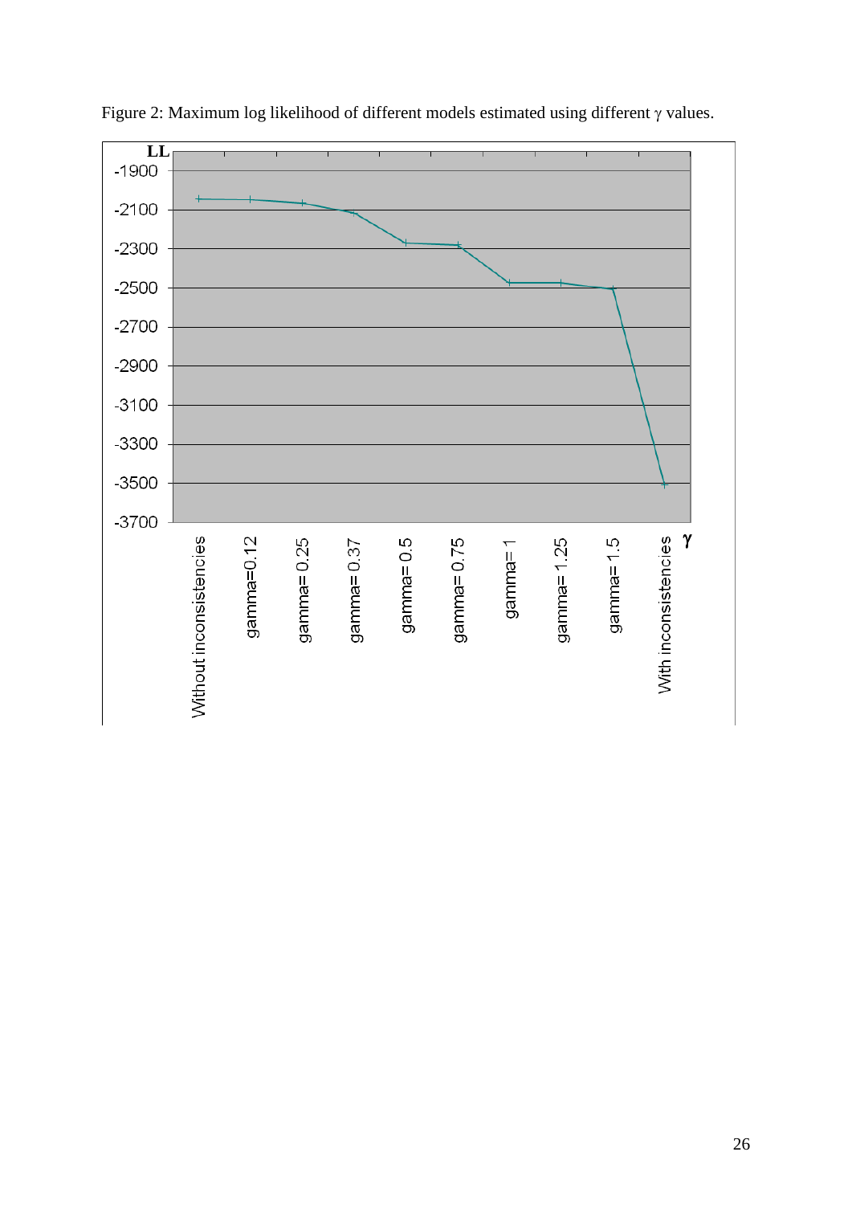Figure 2: Maximum log likelihood of different models estimated using different $\gamma$ values.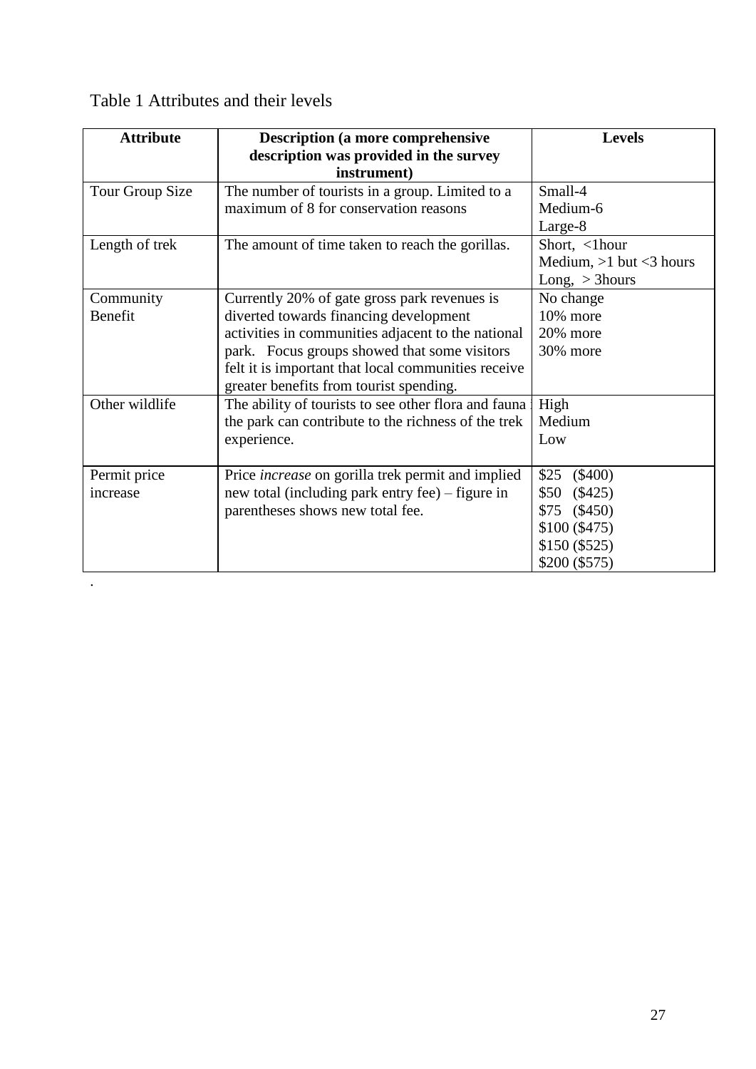Table 1 Attributes and their levels

| Attribute | Description (a more comprehensive description was provided in the survey instrument) | Levels |
|---|---|---|
| Tour Group Size | The number of tourists in a group. Limited to a maximum of 8 for conservation reasons | Small-4<br>Medium-6<br>Large-8 |
| Length of trek | The amount of time taken to reach the gorillas. | Short, <1hour<br>Medium, >1 but <3 hours<br>Long, > 3hours |
| Community Benefit | Currently 20% of gate gross park revenues is diverted towards financing development activities in communities adjacent to the national park. Focus groups showed that some visitors felt it is important that local communities receive greater benefits from tourist spending. | No change<br>10% more<br>20% more<br>30% more |
| Other wildlife | The ability of tourists to see other flora and fauna in the park can contribute to the richness of the trek experience. | High<br>Medium<br>Low |
| Permit price increase | Price *increase* on gorilla trek permit and implied new total (including park entry fee) – figure in parentheses shows new total fee. | $25 ($400)<br>$50 ($425)<br>$75 ($450)<br>$100 ($475)<br>$150 ($525)<br>$200 ($575) |

.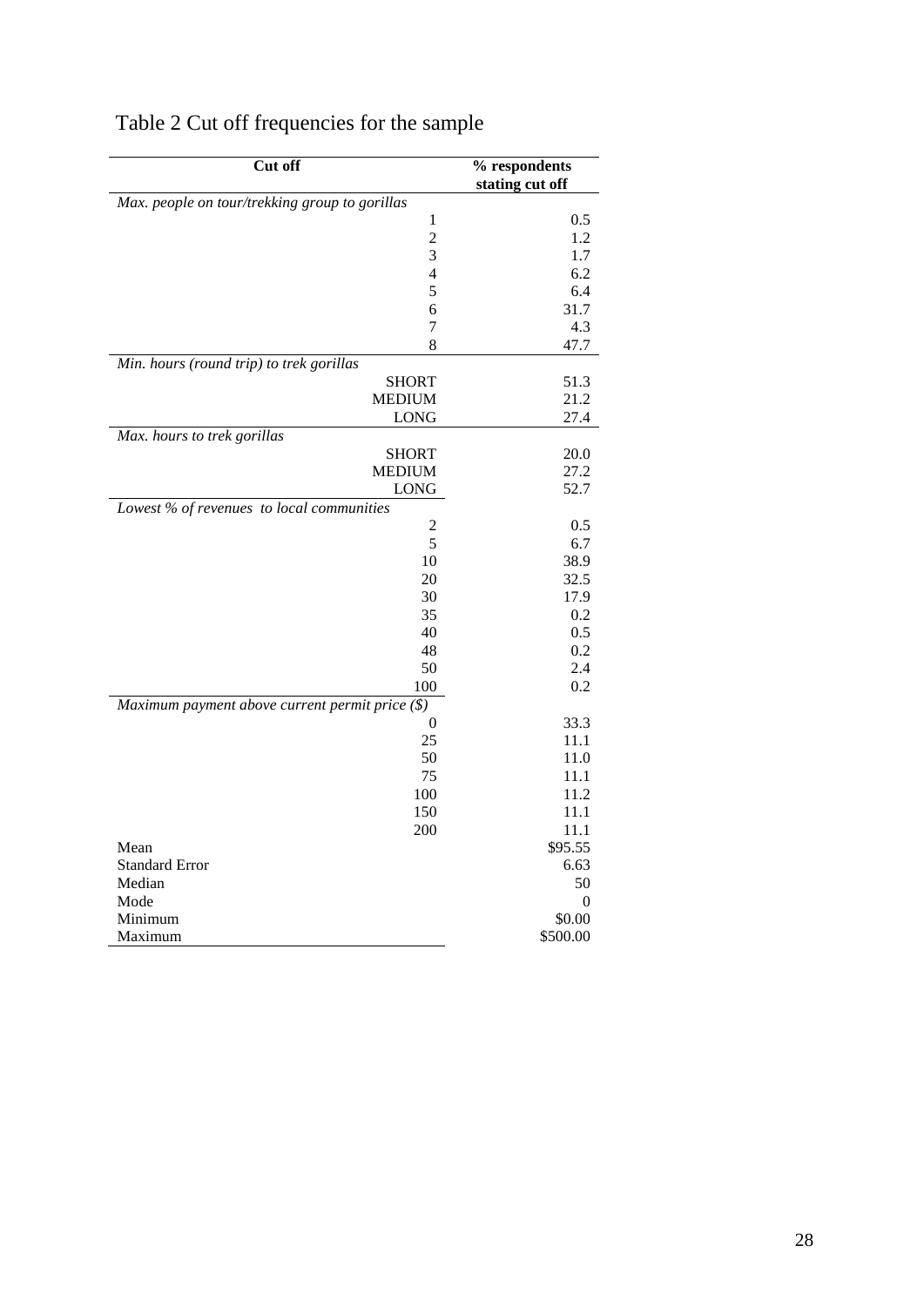Table 2 Cut off frequencies for the sample

| Cut off | % respondents stating cut off |
|---|---|
| *Max. people on tour/trekking group to gorillas* | |
| 1 | 0.5 |
| 2 | 1.2 |
| 3 | 1.7 |
| 4 | 6.2 |
| 5 | 6.4 |
| 6 | 31.7 |
| 7 | 4.3 |
| 8 | 47.7 |
| *Min. hours (round trip) to trek gorillas* | |
| SHORT | 51.3 |
| MEDIUM | 21.2 |
| LONG | 27.4 |
| *Max. hours to trek gorillas* | |
| SHORT | 20.0 |
| MEDIUM | 27.2 |
| LONG | 52.7 |
| *Lowest % of revenues to local communities* | |
| 2 | 0.5 |
| 5 | 6.7 |
| 10 | 38.9 |
| 20 | 32.5 |
| 30 | 17.9 |
| 35 | 0.2 |
| 40 | 0.5 |
| 48 | 0.2 |
| 50 | 2.4 |
| 100 | 0.2 |
| *Maximum payment above current permit price ($)* | |
| 0 | 33.3 |
| 25 | 11.1 |
| 50 | 11.0 |
| 75 | 11.1 |
| 100 | 11.2 |
| 150 | 11.1 |
| 200 | 11.1 |
| Mean | $95.55 |
| Standard Error | 6.63 |
| Median | 50 |
| Mode | 0 |
| Minimum | $0.00 |
| Maximum | $500.00 |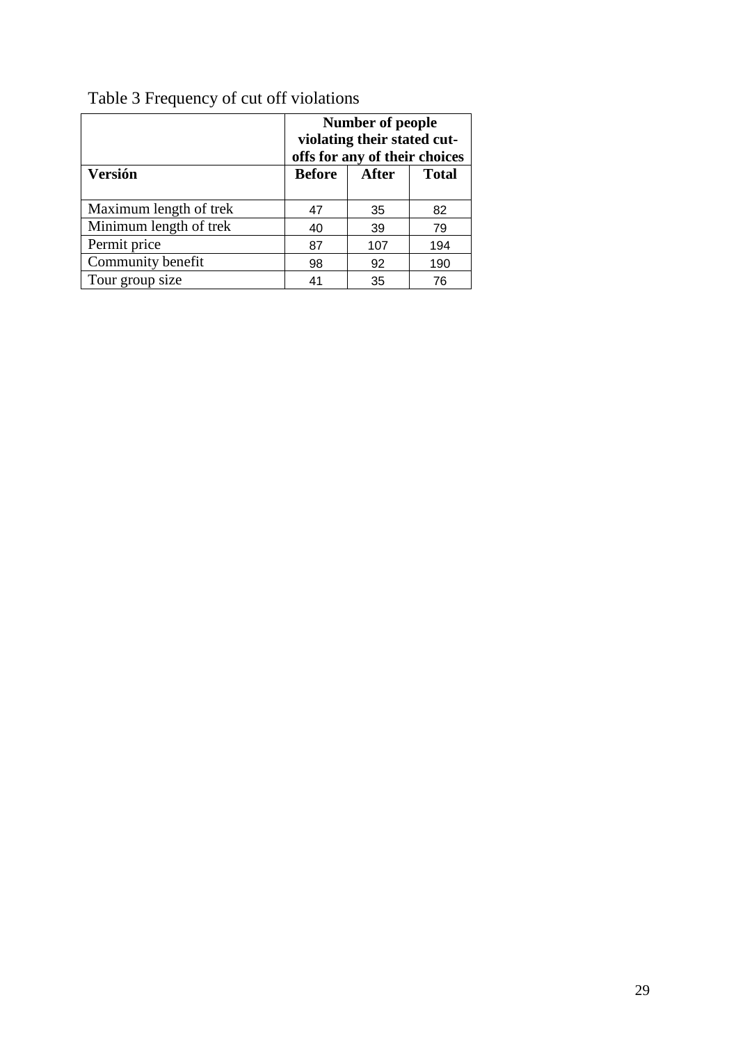Table 3 Frequency of cut off violations

| | Number of people violating their stated cut-offs for any of their choices | | |
|---|---|---|---|
| **Versión** | **Before** | **After** | **Total** |
| Maximum length of trek | 47 | 35 | 82 |
| Minimum length of trek | 40 | 39 | 79 |
| Permit price | 87 | 107 | 194 |
| Community benefit | 98 | 92 | 190 |
| Tour group size | 41 | 35 | 76 |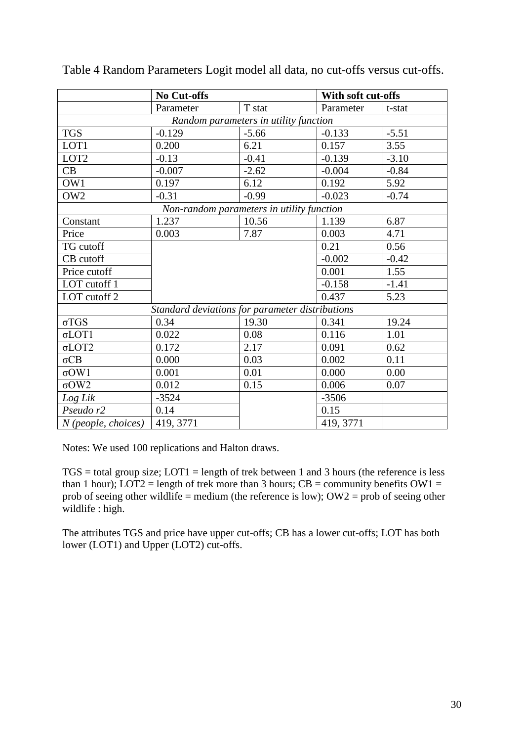Table 4 Random Parameters Logit model all data, no cut-offs versus cut-offs.

| | **No Cut-offs** | | **With soft cut-offs** | |
|---|---|---|---|---|
| | Parameter | T stat | Parameter | t-stat |
| *Random parameters in utility function* | | | | |
| TGS | -0.129 | -5.66 | -0.133 | -5.51 |
| LOT1 | 0.200 | 6.21 | 0.157 | 3.55 |
| LOT2 | -0.13 | -0.41 | -0.139 | -3.10 |
| CB | -0.007 | -2.62 | -0.004 | -0.84 |
| OW1 | 0.197 | 6.12 | 0.192 | 5.92 |
| OW2 | -0.31 | -0.99 | -0.023 | -0.74 |
| *Non-random parameters in utility function* | | | | |
| Constant | 1.237 | 10.56 | 1.139 | 6.87 |
| Price | 0.003 | 7.87 | 0.003 | 4.71 |
| TG cutoff | | | 0.21 | 0.56 |
| CB cutoff | | | -0.002 | -0.42 |
| Price cutoff | | | 0.001 | 1.55 |
| LOT cutoff 1 | | | -0.158 | -1.41 |
| LOT cutoff 2 | | | 0.437 | 5.23 |
| *Standard deviations for parameter distributions* | | | | |
| σTGS | 0.34 | 19.30 | 0.341 | 19.24 |
| σLOT1 | 0.022 | 0.08 | 0.116 | 1.01 |
| σLOT2 | 0.172 | 2.17 | 0.091 | 0.62 |
| σCB | 0.000 | 0.03 | 0.002 | 0.11 |
| σOW1 | 0.001 | 0.01 | 0.000 | 0.00 |
| σOW2 | 0.012 | 0.15 | 0.006 | 0.07 |
| *Log Lik* | -3524 | | -3506 | |
| *Pseudo r2* | 0.14 | | 0.15 | |
| *N (people, choices)* | 419, 3771 | | 419, 3771 | |

Notes: We used 100 replications and Halton draws.

TGS = total group size; LOT1 = length of trek between 1 and 3 hours (the reference is less than 1 hour); LOT2 = length of trek more than 3 hours; CB = community benefits OW1 = prob of seeing other wildlife = medium (the reference is low); OW2 = prob of seeing other wildlife : high.

The attributes TGS and price have upper cut-offs; CB has a lower cut-offs; LOT has both lower (LOT1) and Upper (LOT2) cut-offs.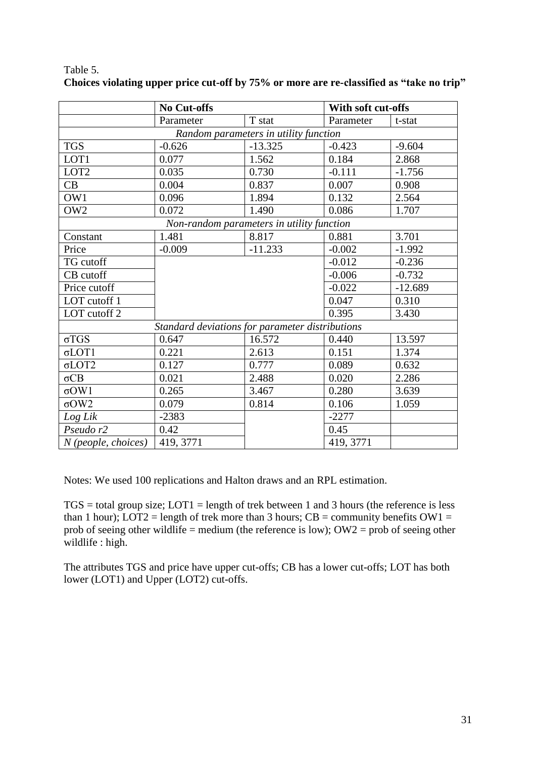Table 5.

**Choices violating upper price cut-off by 75% or more are re-classified as "take no trip"**

| | **No Cut-offs** | | **With soft cut-offs** | |
|---|---|---|---|---|
| | Parameter | T stat | Parameter | t-stat |
| *Random parameters in utility function* | | | | |
| TGS | -0.626 | -13.325 | -0.423 | -9.604 |
| LOT1 | 0.077 | 1.562 | 0.184 | 2.868 |
| LOT2 | 0.035 | 0.730 | -0.111 | -1.756 |
| CB | 0.004 | 0.837 | 0.007 | 0.908 |
| OW1 | 0.096 | 1.894 | 0.132 | 2.564 |
| OW2 | 0.072 | 1.490 | 0.086 | 1.707 |
| *Non-random parameters in utility function* | | | | |
| Constant | 1.481 | 8.817 | 0.881 | 3.701 |
| Price | -0.009 | -11.233 | -0.002 | -1.992 |
| TG cutoff | | | -0.012 | -0.236 |
| CB cutoff | | | -0.006 | -0.732 |
| Price cutoff | | | -0.022 | -12.689 |
| LOT cutoff 1 | | | 0.047 | 0.310 |
| LOT cutoff 2 | | | 0.395 | 3.430 |
| *Standard deviations for parameter distributions* | | | | |
| σTGS | 0.647 | 16.572 | 0.440 | 13.597 |
| σLOT1 | 0.221 | 2.613 | 0.151 | 1.374 |
| σLOT2 | 0.127 | 0.777 | 0.089 | 0.632 |
| σCB | 0.021 | 2.488 | 0.020 | 2.286 |
| σOW1 | 0.265 | 3.467 | 0.280 | 3.639 |
| σOW2 | 0.079 | 0.814 | 0.106 | 1.059 |
| *Log Lik* | -2383 | | -2277 | |
| *Pseudo r2* | 0.42 | | 0.45 | |
| *N (people, choices)* | 419, 3771 | | 419, 3771 | |

Notes: We used 100 replications and Halton draws and an RPL estimation.

TGS = total group size; LOT1 = length of trek between 1 and 3 hours (the reference is less than 1 hour); LOT2 = length of trek more than 3 hours; CB = community benefits OW1 = prob of seeing other wildlife = medium (the reference is low); OW2 = prob of seeing other wildlife : high.

The attributes TGS and price have upper cut-offs; CB has a lower cut-offs; LOT has both lower (LOT1) and Upper (LOT2) cut-offs.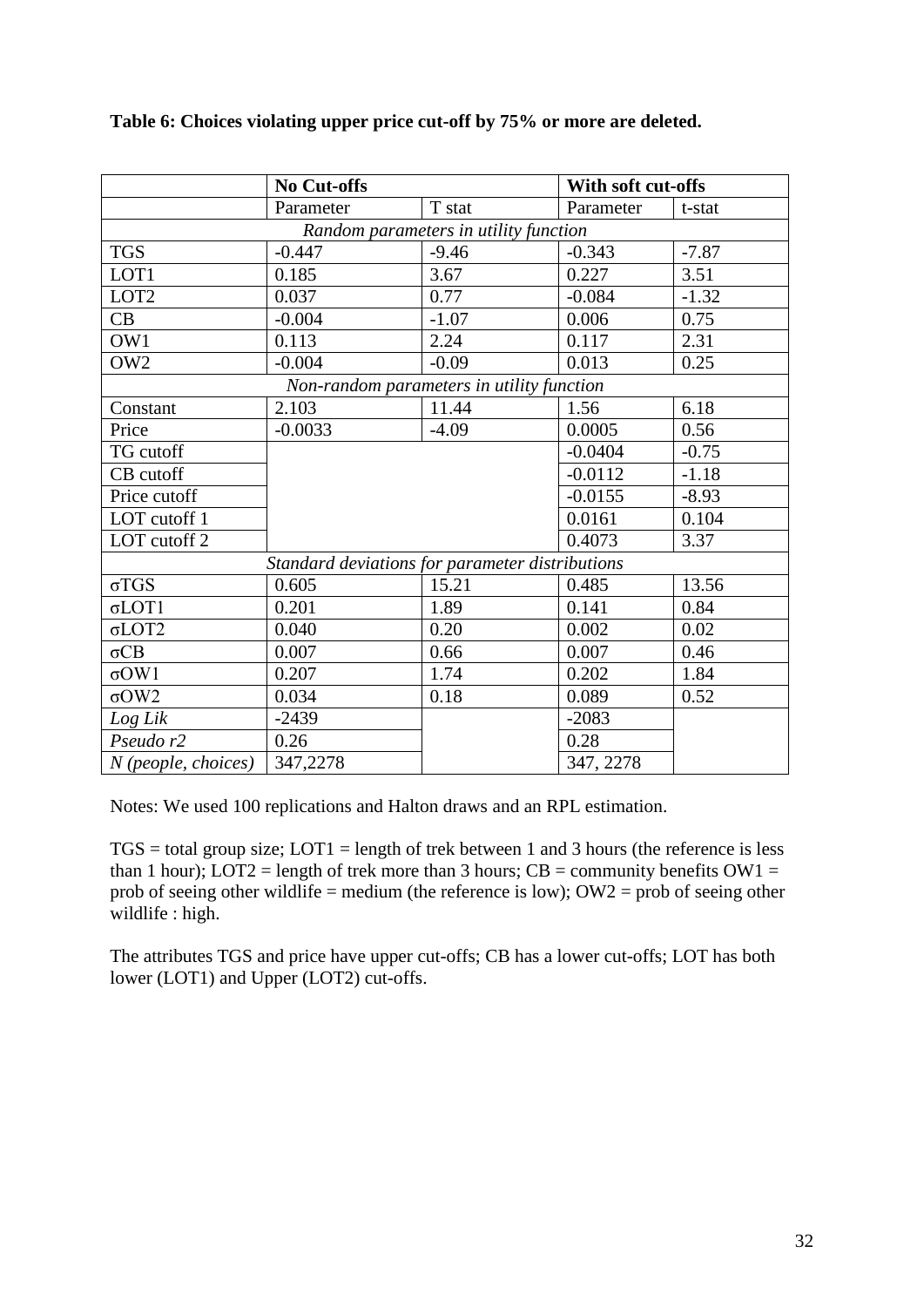**Table 6: Choices violating upper price cut-off by 75% or more are deleted.**

| | No Cut-offs | | With soft cut-offs | |
|---|---|---|---|---|
| | Parameter | T stat | Parameter | t-stat |
| *Random parameters in utility function* | | | | |
| TGS | -0.447 | -9.46 | -0.343 | -7.87 |
| LOT1 | 0.185 | 3.67 | 0.227 | 3.51 |
| LOT2 | 0.037 | 0.77 | -0.084 | -1.32 |
| CB | -0.004 | -1.07 | 0.006 | 0.75 |
| OW1 | 0.113 | 2.24 | 0.117 | 2.31 |
| OW2 | -0.004 | -0.09 | 0.013 | 0.25 |
| *Non-random parameters in utility function* | | | | |
| Constant | 2.103 | 11.44 | 1.56 | 6.18 |
| Price | -0.0033 | -4.09 | 0.0005 | 0.56 |
| TG cutoff | | | -0.0404 | -0.75 |
| CB cutoff | | | -0.0112 | -1.18 |
| Price cutoff | | | -0.0155 | -8.93 |
| LOT cutoff 1 | | | 0.0161 | 0.104 |
| LOT cutoff 2 | | | 0.4073 | 3.37 |
| *Standard deviations for parameter distributions* | | | | |
| σTGS | 0.605 | 15.21 | 0.485 | 13.56 |
| σLOT1 | 0.201 | 1.89 | 0.141 | 0.84 |
| σLOT2 | 0.040 | 0.20 | 0.002 | 0.02 |
| σCB | 0.007 | 0.66 | 0.007 | 0.46 |
| σOW1 | 0.207 | 1.74 | 0.202 | 1.84 |
| σOW2 | 0.034 | 0.18 | 0.089 | 0.52 |
| *Log Lik* | -2439 | | -2083 | |
| *Pseudo r2* | 0.26 | | 0.28 | |
| *N (people, choices)* | 347,2278 | | 347, 2278 | |

Notes: We used 100 replications and Halton draws and an RPL estimation.

TGS = total group size; LOT1 = length of trek between 1 and 3 hours (the reference is less than 1 hour); LOT2 = length of trek more than 3 hours; CB = community benefits OW1 = prob of seeing other wildlife = medium (the reference is low); OW2 = prob of seeing other wildlife : high.

The attributes TGS and price have upper cut-offs; CB has a lower cut-offs; LOT has both lower (LOT1) and Upper (LOT2) cut-offs.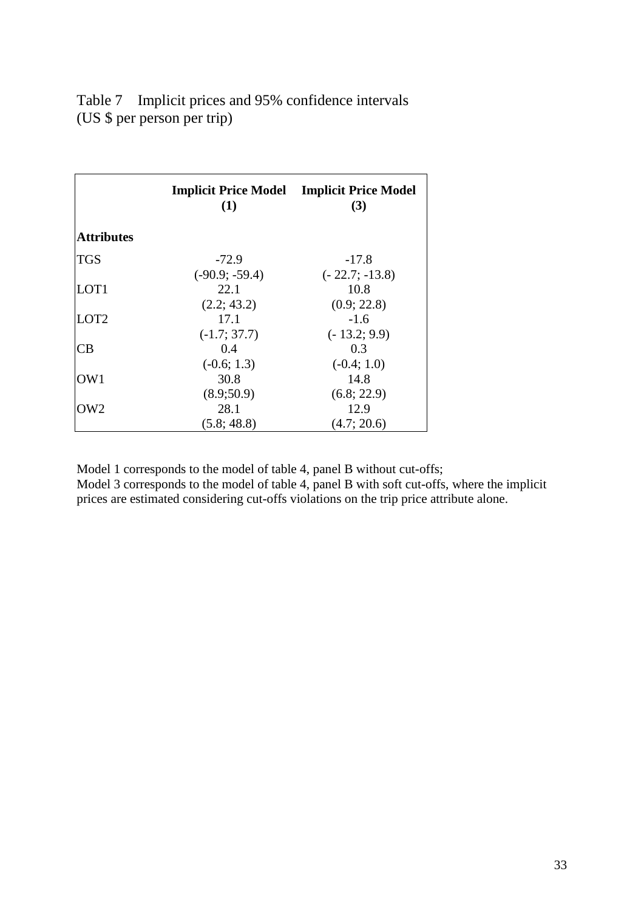Table 7 Implicit prices and 95% confidence intervals (US $ per person per trip)

| | **Implicit Price Model (1)** | **Implicit Price Model (3)** |
|---|---|---|
| **Attributes** | | |
| TGS | -72.9 | -17.8 |
| | (-90.9; -59.4) | (- 22.7; -13.8) |
| LOT1 | 22.1 | 10.8 |
| | (2.2; 43.2) | (0.9; 22.8) |
| LOT2 | 17.1 | -1.6 |
| | (-1.7; 37.7) | (- 13.2; 9.9) |
| CB | 0.4 | 0.3 |
| | (-0.6; 1.3) | (-0.4; 1.0) |
| OW1 | 30.8 | 14.8 |
| | (8.9;50.9) | (6.8; 22.9) |
| OW2 | 28.1 | 12.9 |
| | (5.8; 48.8) | (4.7; 20.6) |

Model 1 corresponds to the model of table 4, panel B without cut-offs;
Model 3 corresponds to the model of table 4, panel B with soft cut-offs, where the implicit prices are estimated considering cut-offs violations on the trip price attribute alone.